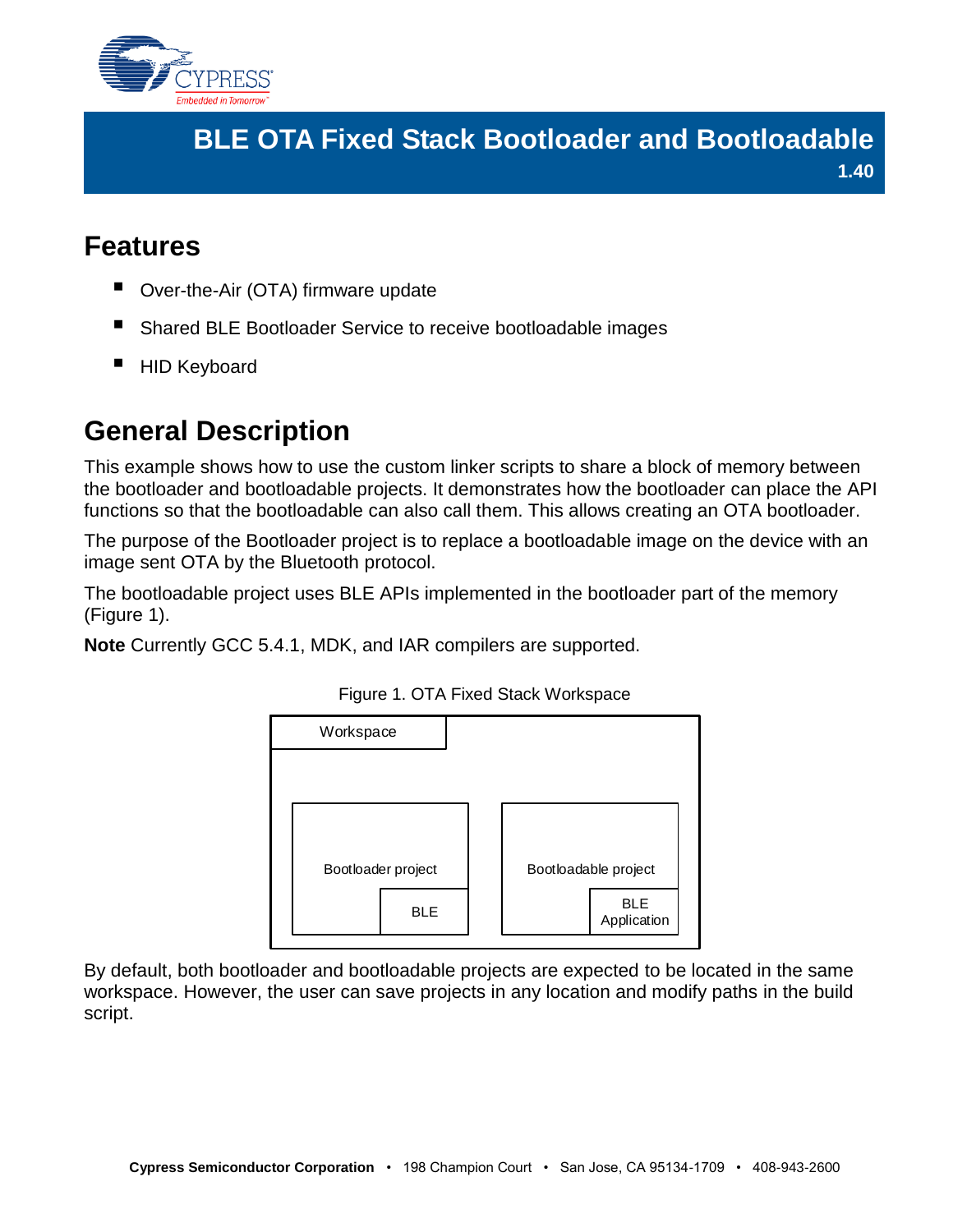# BLE OTA Fixed Stack Bootloader and Bootloadable

**1.40**

## Features

- Over-the-Air (OTA) firmware update
- Shared BLE Bootloader Service to receive bootloadable images
- HID Keyboard

## General Description

This example shows how to use the custom linker scripts to share a block of memory between the bootloader and bootloadable projects. It demonstrates how the bootloader can place the API functions so that the bootloadable can also call them. This allows creating an OTA bootloader.

The purpose of the Bootloader project is to replace a bootloadable image on the device with an image sent OTA by the Bluetooth protocol.

The bootloadable project uses BLE APIs implemented in the bootloader part of the memory (Figure 1).

**Note** Currently GCC 5.4.1, MDK, and IAR compilers are supported.

Figure 1. OTA Fixed Stack Workspace

Workspace

Bootloader project — BLE

Bootloadable project — BLE Application

By default, both bootloader and bootloadable projects are expected to be located in the same workspace. However, the user can save projects in any location and modify paths in the build script.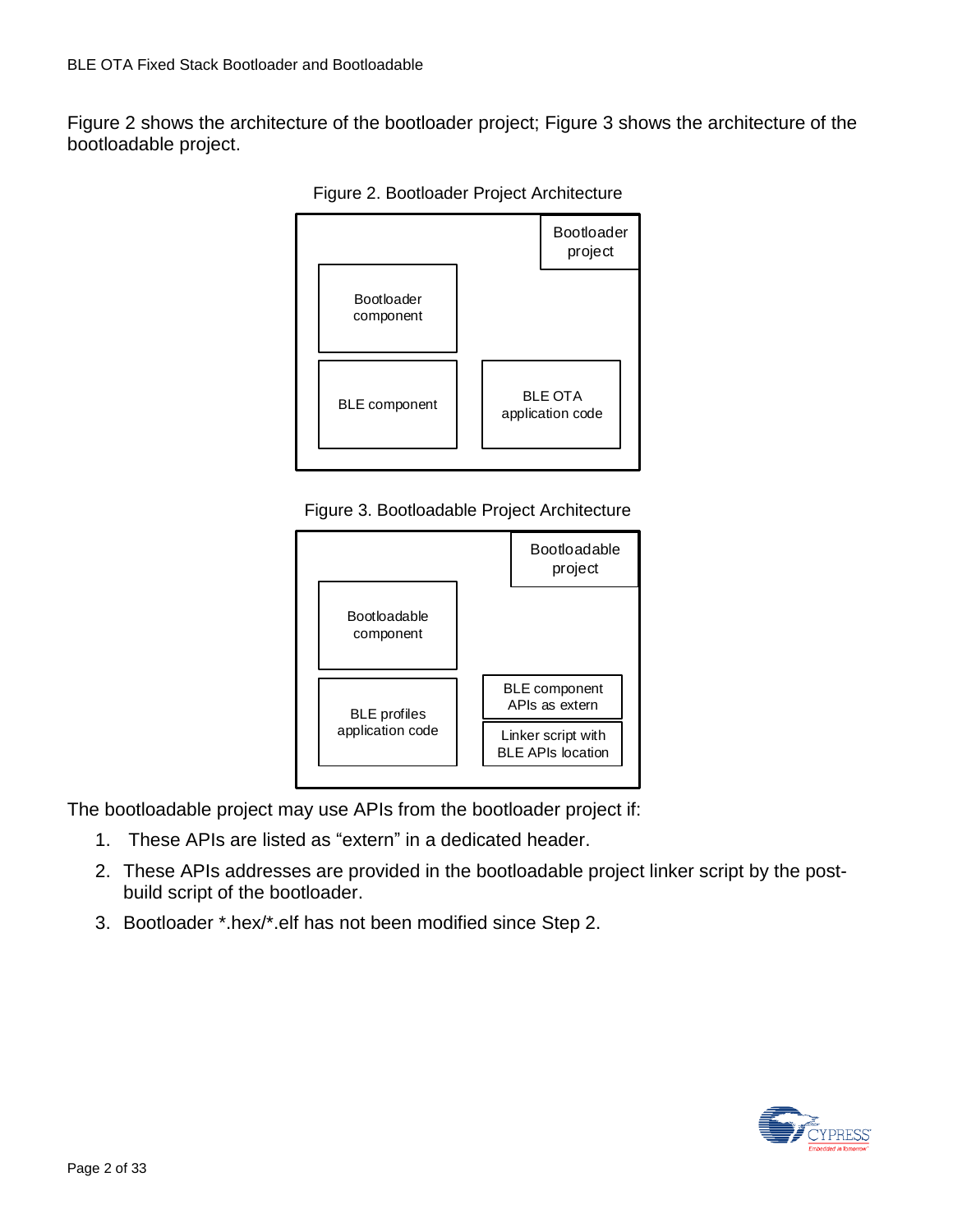Figure 2 shows the architecture of the bootloader project; Figure 3 shows the architecture of the bootloadable project.

Figure 2. Bootloader Project Architecture

Bootloader project

Bootloader component

BLE component

BLE OTA application code

Figure 3. Bootloadable Project Architecture

Bootloadable project

Bootloadable component

BLE profiles application code

BLE component APIs as extern

Linker script with BLE APIs location

The bootloadable project may use APIs from the bootloader project if:

1. These APIs are listed as "extern" in a dedicated header.
2. These APIs addresses are provided in the bootloadable project linker script by the post-build script of the bootloader.
3. Bootloader *.hex/*.elf has not been modified since Step 2.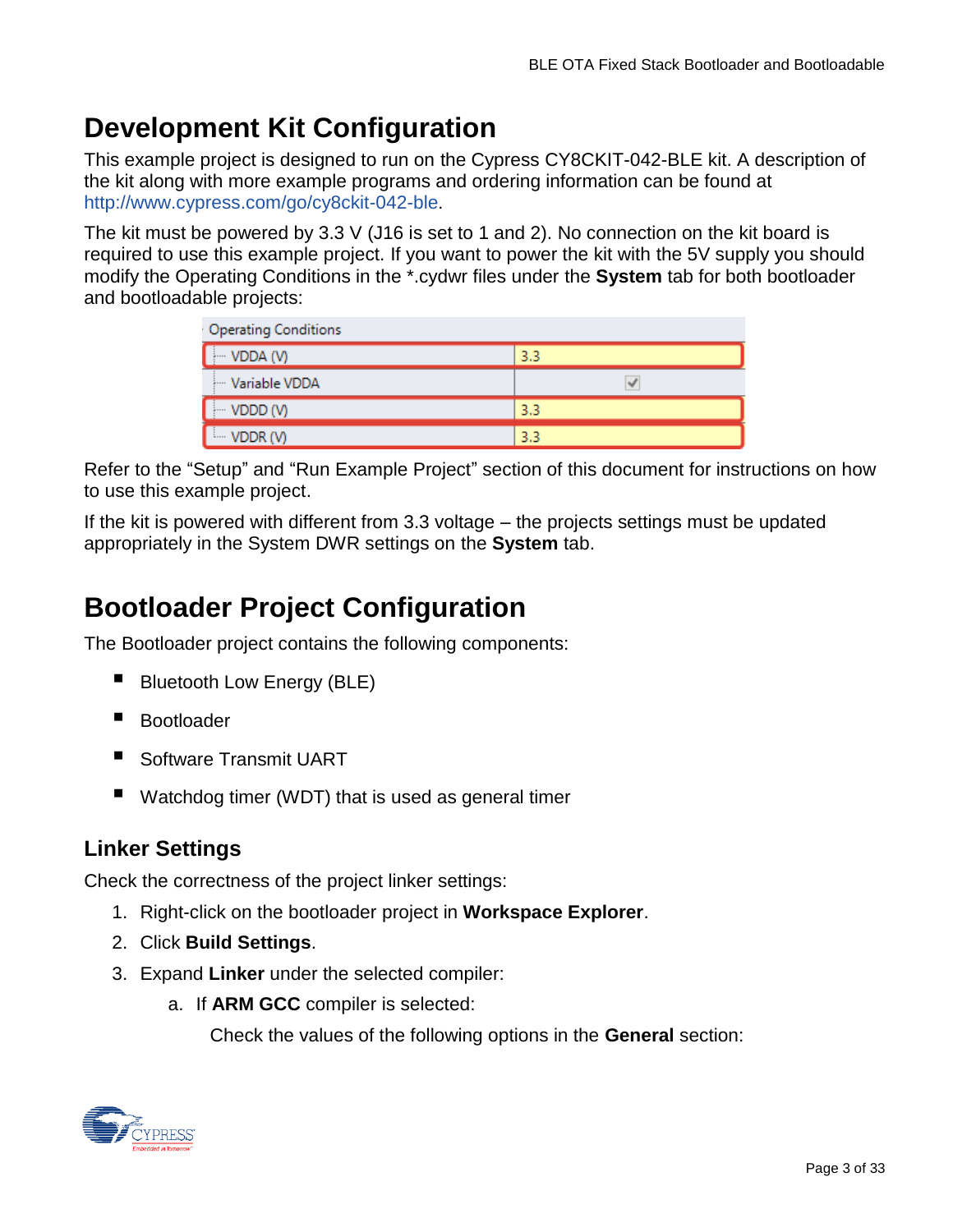# Development Kit Configuration

This example project is designed to run on the Cypress CY8CKIT-042-BLE kit. A description of the kit along with more example programs and ordering information can be found at http://www.cypress.com/go/cy8ckit-042-ble.

The kit must be powered by 3.3 V (J16 is set to 1 and 2). No connection on the kit board is required to use this example project. If you want to power the kit with the 5V supply you should modify the Operating Conditions in the *.cydwr files under the **System** tab for both bootloader and bootloadable projects:

| Operating Conditions | |
|---|---|
| VDDA (V) | 3.3 |
| Variable VDDA | ✓ |
| VDDD (V) | 3.3 |
| VDDR (V) | 3.3 |

Refer to the "Setup" and "Run Example Project" section of this document for instructions on how to use this example project.

If the kit is powered with different from 3.3 voltage – the projects settings must be updated appropriately in the System DWR settings on the **System** tab.

# Bootloader Project Configuration

The Bootloader project contains the following components:

- Bluetooth Low Energy (BLE)
- Bootloader
- Software Transmit UART
- Watchdog timer (WDT) that is used as general timer

## Linker Settings

Check the correctness of the project linker settings:

1. Right-click on the bootloader project in **Workspace Explorer**.
2. Click **Build Settings**.
3. Expand **Linker** under the selected compiler:
    a. If **ARM GCC** compiler is selected:

       Check the values of the following options in the **General** section: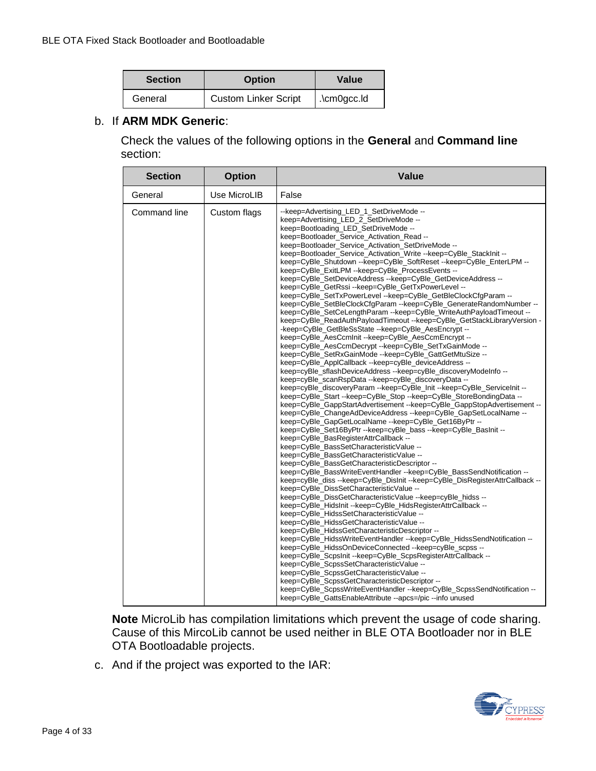| Section | Option | Value |
|---|---|---|
| General | Custom Linker Script | .\cm0gcc.ld |

b. If **ARM MDK Generic**:

Check the values of the following options in the **General** and **Command line** section:

| Section | Option | Value |
|---|---|---|
| General | Use MicroLIB | False |
| Command line | Custom flags | --keep=Advertising_LED_1_SetDriveMode --keep=Advertising_LED_2_SetDriveMode --keep=Bootloading_LED_SetDriveMode --keep=Bootloader_Service_Activation_Read --keep=Bootloader_Service_Activation_SetDriveMode --keep=Bootloader_Service_Activation_Write --keep=CyBle_StackInit --keep=CyBle_Shutdown --keep=CyBle_SoftReset --keep=CyBle_EnterLPM --keep=CyBle_ExitLPM --keep=CyBle_ProcessEvents --keep=CyBle_SetDeviceAddress --keep=CyBle_GetDeviceAddress --keep=CyBle_GetRssi --keep=CyBle_GetTxPowerLevel --keep=CyBle_SetTxPowerLevel --keep=CyBle_GetBleClockCfgParam --keep=CyBle_SetBleClockCfgParam --keep=CyBle_GenerateRandomNumber --keep=CyBle_SetCeLengthParam --keep=CyBle_WriteAuthPayloadTimeout --keep=CyBle_ReadAuthPayloadTimeout --keep=CyBle_GetStackLibraryVersion --keep=CyBle_GetBleSsState --keep=CyBle_AesEncrypt --keep=CyBle_AesCcmInit --keep=CyBle_AesCcmEncrypt --keep=CyBle_AesCcmDecrypt --keep=CyBle_SetTxGainMode --keep=CyBle_SetRxGainMode --keep=CyBle_GattGetMtuSize --keep=CyBle_ApplCallback --keep=cyBle_deviceAddress --keep=cyBle_sflashDeviceAddress --keep=cyBle_discoveryModeInfo --keep=cyBle_scanRspData --keep=cyBle_discoveryData --keep=cyBle_discoveryParam --keep=CyBle_Init --keep=CyBle_ServiceInit --keep=CyBle_Start --keep=CyBle_Stop --keep=CyBle_StoreBondingData --keep=CyBle_GappStartAdvertisement --keep=CyBle_GappStopAdvertisement --keep=CyBle_ChangeAdDeviceAddress --keep=CyBle_GapSetLocalName --keep=CyBle_GapGetLocalName --keep=CyBle_Get16ByPtr --keep=CyBle_Set16ByPtr --keep=cyBle_bass --keep=CyBle_BasInit --keep=CyBle_BasRegisterAttrCallback --keep=CyBle_BassSetCharacteristicValue --keep=CyBle_BassGetCharacteristicValue --keep=CyBle_BassGetCharacteristicDescriptor --keep=CyBle_BassWriteEventHandler --keep=CyBle_BassSendNotification --keep=cyBle_diss --keep=CyBle_DisInit --keep=CyBle_DisRegisterAttrCallback --keep=CyBle_DissSetCharacteristicValue --keep=CyBle_DissGetCharacteristicValue --keep=cyBle_hidss --keep=CyBle_HidsInit --keep=CyBle_HidsRegisterAttrCallback --keep=CyBle_HidssSetCharacteristicValue --keep=CyBle_HidssGetCharacteristicValue --keep=CyBle_HidssGetCharacteristicDescriptor --keep=CyBle_HidssWriteEventHandler --keep=CyBle_HidssSendNotification --keep=CyBle_HidssOnDeviceConnected --keep=cyBle_scpss --keep=CyBle_ScpsInit --keep=CyBle_ScpsRegisterAttrCallback --keep=CyBle_ScpssSetCharacteristicValue --keep=CyBle_ScpssGetCharacteristicValue --keep=CyBle_ScpssGetCharacteristicDescriptor --keep=CyBle_ScpssWriteEventHandler --keep=CyBle_ScpssSendNotification --keep=CyBle_GattsEnableAttribute --apcs=/pic --info unused |

**Note** MicroLib has compilation limitations which prevent the usage of code sharing. Cause of this MircoLib cannot be used neither in BLE OTA Bootloader nor in BLE OTA Bootloadable projects.

c. And if the project was exported to the IAR: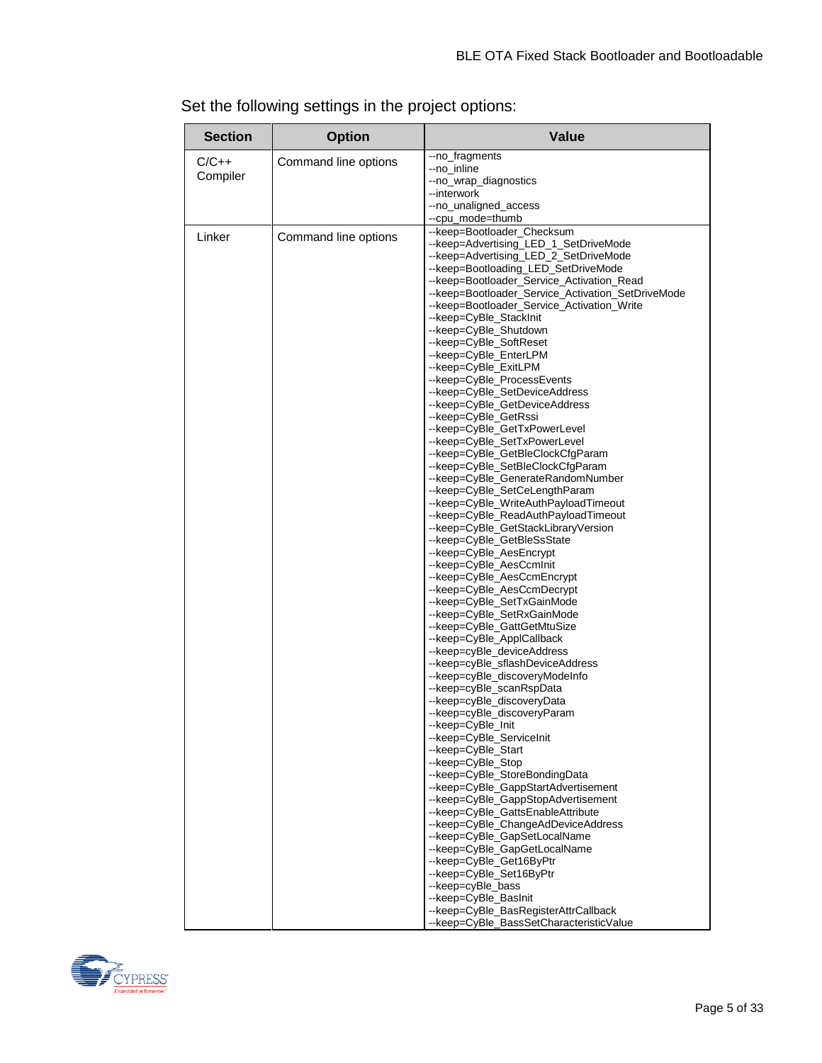Set the following settings in the project options:

| Section | Option | Value |
|---|---|---|
| C/C++ Compiler | Command line options | --no_fragments<br>--no_inline<br>--no_wrap_diagnostics<br>--interwork<br>--no_unaligned_access<br>--cpu_mode=thumb |
| Linker | Command line options | --keep=Bootloader_Checksum<br>--keep=Advertising_LED_1_SetDriveMode<br>--keep=Advertising_LED_2_SetDriveMode<br>--keep=Bootloading_LED_SetDriveMode<br>--keep=Bootloader_Service_Activation_Read<br>--keep=Bootloader_Service_Activation_SetDriveMode<br>--keep=Bootloader_Service_Activation_Write<br>--keep=CyBle_StackInit<br>--keep=CyBle_Shutdown<br>--keep=CyBle_SoftReset<br>--keep=CyBle_EnterLPM<br>--keep=CyBle_ExitLPM<br>--keep=CyBle_ProcessEvents<br>--keep=CyBle_SetDeviceAddress<br>--keep=CyBle_GetDeviceAddress<br>--keep=CyBle_GetRssi<br>--keep=CyBle_GetTxPowerLevel<br>--keep=CyBle_SetTxPowerLevel<br>--keep=CyBle_GetBleClockCfgParam<br>--keep=CyBle_SetBleClockCfgParam<br>--keep=CyBle_GenerateRandomNumber<br>--keep=CyBle_SetCeLengthParam<br>--keep=CyBle_WriteAuthPayloadTimeout<br>--keep=CyBle_ReadAuthPayloadTimeout<br>--keep=CyBle_GetStackLibraryVersion<br>--keep=CyBle_GetBleSsState<br>--keep=CyBle_AesEncrypt<br>--keep=CyBle_AesCcmInit<br>--keep=CyBle_AesCcmEncrypt<br>--keep=CyBle_AesCcmDecrypt<br>--keep=CyBle_SetTxGainMode<br>--keep=CyBle_SetRxGainMode<br>--keep=CyBle_GattGetMtuSize<br>--keep=CyBle_ApplCallback<br>--keep=cyBle_deviceAddress<br>--keep=cyBle_sflashDeviceAddress<br>--keep=cyBle_discoveryModeInfo<br>--keep=cyBle_scanRspData<br>--keep=cyBle_discoveryData<br>--keep=cyBle_discoveryParam<br>--keep=CyBle_Init<br>--keep=CyBle_ServiceInit<br>--keep=CyBle_Start<br>--keep=CyBle_Stop<br>--keep=CyBle_StoreBondingData<br>--keep=CyBle_GappStartAdvertisement<br>--keep=CyBle_GappStopAdvertisement<br>--keep=CyBle_GattsEnableAttribute<br>--keep=CyBle_ChangeAdDeviceAddress<br>--keep=CyBle_GapSetLocalName<br>--keep=CyBle_GapGetLocalName<br>--keep=CyBle_Get16ByPtr<br>--keep=CyBle_Set16ByPtr<br>--keep=cyBle_bass<br>--keep=CyBle_BasInit<br>--keep=CyBle_BasRegisterAttrCallback<br>--keep=CyBle_BassSetCharacteristicValue |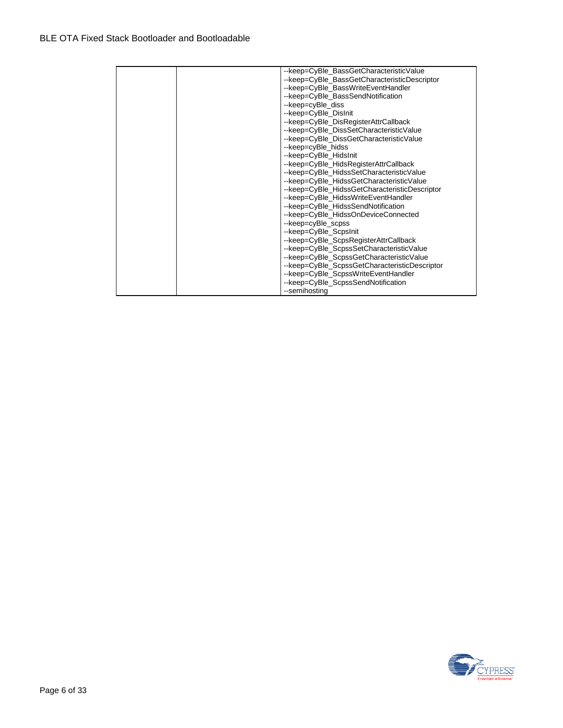|  |  | --keep=CyBle_BassGetCharacteristicValue<br>--keep=CyBle_BassGetCharacteristicDescriptor<br>--keep=CyBle_BassWriteEventHandler<br>--keep=CyBle_BassSendNotification<br>--keep=cyBle_diss<br>--keep=CyBle_DisInit<br>--keep=CyBle_DisRegisterAttrCallback<br>--keep=CyBle_DissSetCharacteristicValue<br>--keep=CyBle_DissGetCharacteristicValue<br>--keep=cyBle_hidss<br>--keep=CyBle_HidsInit<br>--keep=CyBle_HidsRegisterAttrCallback<br>--keep=CyBle_HidssSetCharacteristicValue<br>--keep=CyBle_HidssGetCharacteristicValue<br>--keep=CyBle_HidssGetCharacteristicDescriptor<br>--keep=CyBle_HidssWriteEventHandler<br>--keep=CyBle_HidssSendNotification<br>--keep=CyBle_HidssOnDeviceConnected<br>--keep=cyBle_scpss<br>--keep=CyBle_ScpsInit<br>--keep=CyBle_ScpsRegisterAttrCallback<br>--keep=CyBle_ScpssSetCharacteristicValue<br>--keep=CyBle_ScpssGetCharacteristicValue<br>--keep=CyBle_ScpssGetCharacteristicDescriptor<br>--keep=CyBle_ScpssWriteEventHandler<br>--keep=CyBle_ScpssSendNotification<br>--semihosting |
|---|---|---|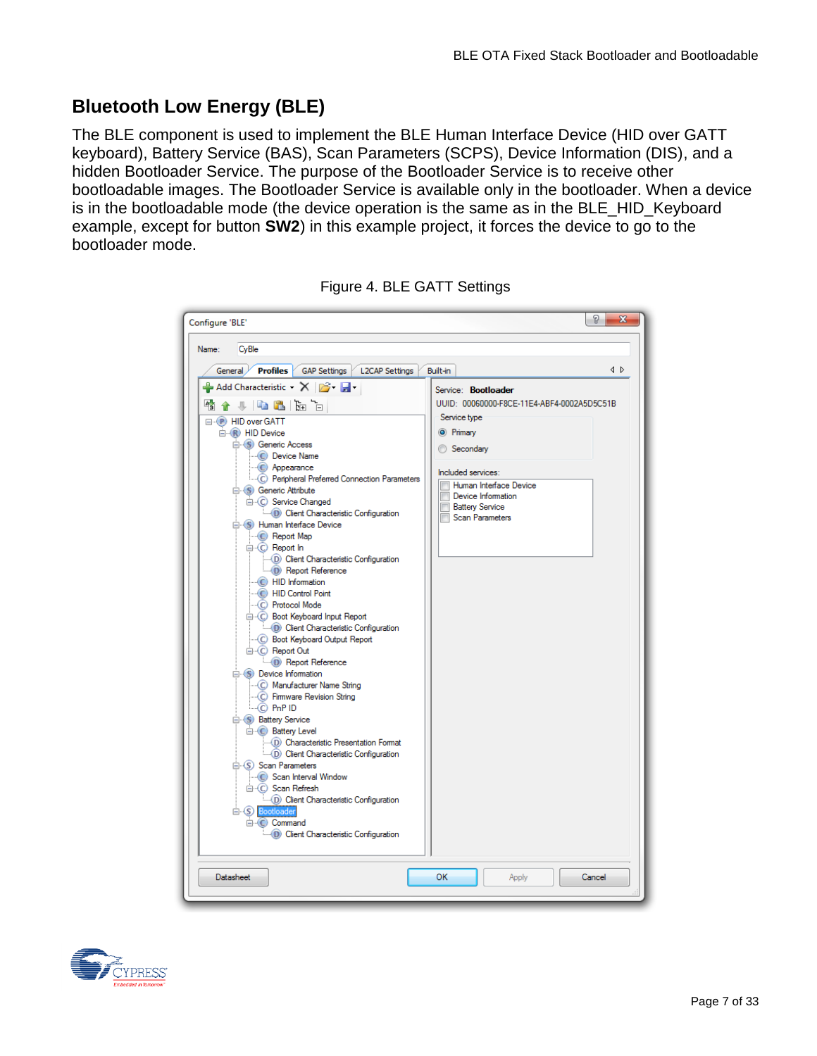## Bluetooth Low Energy (BLE)

The BLE component is used to implement the BLE Human Interface Device (HID over GATT keyboard), Battery Service (BAS), Scan Parameters (SCPS), Device Information (DIS), and a hidden Bootloader Service. The purpose of the Bootloader Service is to receive other bootloadable images. The Bootloader Service is available only in the bootloader. When a device is in the bootloadable mode (the device operation is the same as in the BLE_HID_Keyboard example, except for button **SW2**) in this example project, it forces the device to go to the bootloader mode.

Figure 4. BLE GATT Settings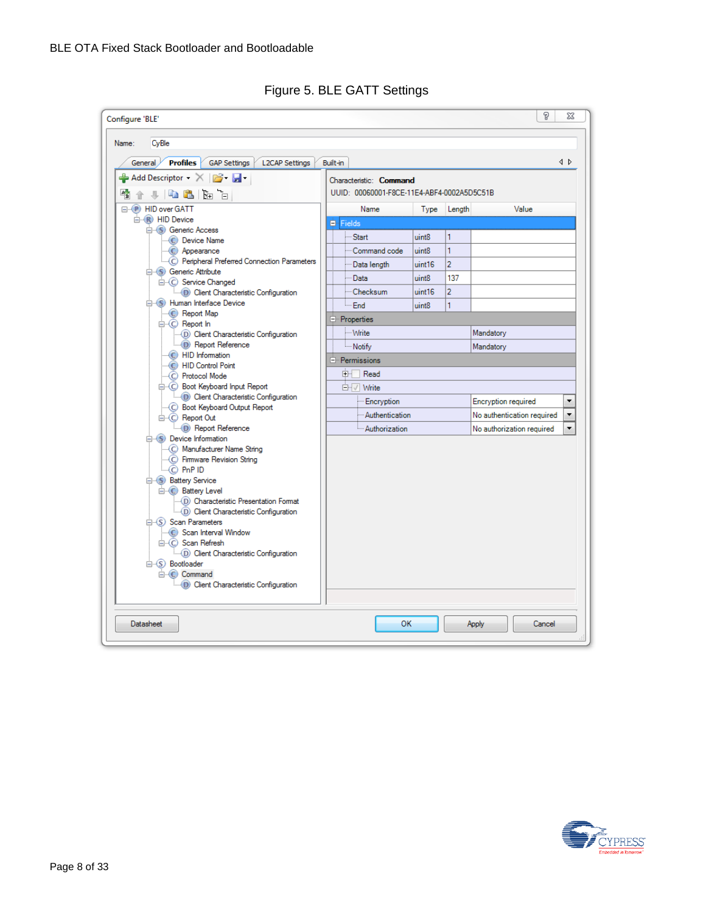Figure 5. BLE GATT Settings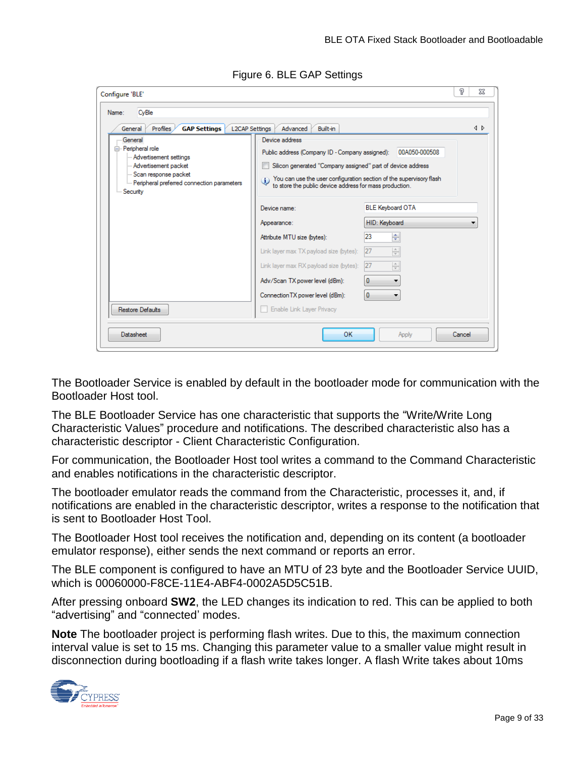Figure 6. BLE GAP Settings

The Bootloader Service is enabled by default in the bootloader mode for communication with the Bootloader Host tool.

The BLE Bootloader Service has one characteristic that supports the “Write/Write Long Characteristic Values” procedure and notifications. The described characteristic also has a characteristic descriptor - Client Characteristic Configuration.

For communication, the Bootloader Host tool writes a command to the Command Characteristic and enables notifications in the characteristic descriptor.

The bootloader emulator reads the command from the Characteristic, processes it, and, if notifications are enabled in the characteristic descriptor, writes a response to the notification that is sent to Bootloader Host Tool.

The Bootloader Host tool receives the notification and, depending on its content (a bootloader emulator response), either sends the next command or reports an error.

The BLE component is configured to have an MTU of 23 byte and the Bootloader Service UUID, which is 00060000-F8CE-11E4-ABF4-0002A5D5C51B.

After pressing onboard **SW2**, the LED changes its indication to red. This can be applied to both “advertising” and “connected’ modes.

**Note** The bootloader project is performing flash writes. Due to this, the maximum connection interval value is set to 15 ms. Changing this parameter value to a smaller value might result in disconnection during bootloading if a flash write takes longer. A flash Write takes about 10ms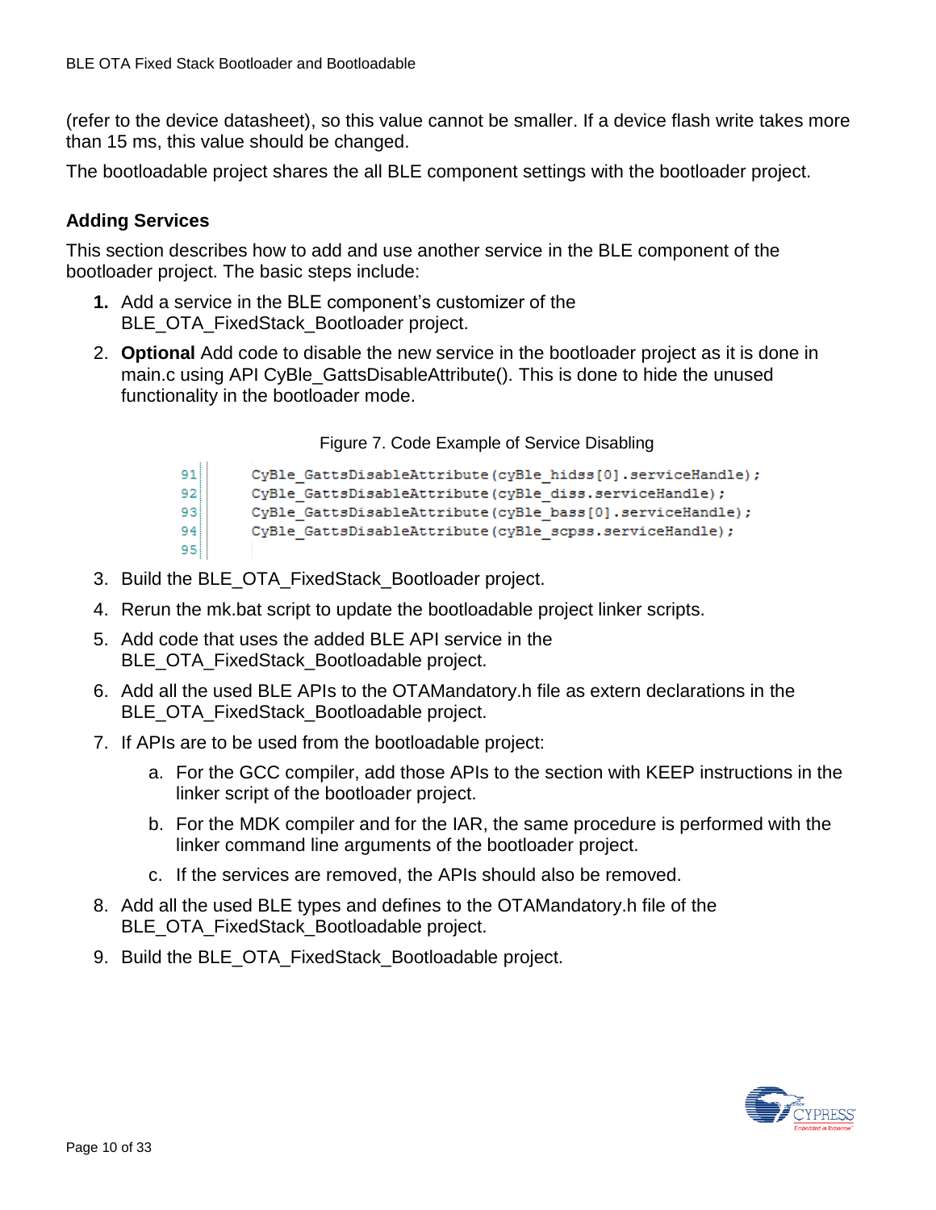(refer to the device datasheet), so this value cannot be smaller. If a device flash write takes more than 15 ms, this value should be changed.

The bootloadable project shares the all BLE component settings with the bootloader project.

### Adding Services

This section describes how to add and use another service in the BLE component of the bootloader project. The basic steps include:

1. Add a service in the BLE component's customizer of the BLE_OTA_FixedStack_Bootloader project.
2. **Optional** Add code to disable the new service in the bootloader project as it is done in main.c using API CyBle_GattsDisableAttribute(). This is done to hide the unused functionality in the bootloader mode.

Figure 7. Code Example of Service Disabling

```
91    CyBle_GattsDisableAttribute(cyBle_hidss[0].serviceHandle);
92    CyBle_GattsDisableAttribute(cyBle_diss.serviceHandle);
93    CyBle_GattsDisableAttribute(cyBle_bass[0].serviceHandle);
94    CyBle_GattsDisableAttribute(cyBle_scpss.serviceHandle);
95
```

3. Build the BLE_OTA_FixedStack_Bootloader project.
4. Rerun the mk.bat script to update the bootloadable project linker scripts.
5. Add code that uses the added BLE API service in the BLE_OTA_FixedStack_Bootloadable project.
6. Add all the used BLE APIs to the OTAMandatory.h file as extern declarations in the BLE_OTA_FixedStack_Bootloadable project.
7. If APIs are to be used from the bootloadable project:
    a. For the GCC compiler, add those APIs to the section with KEEP instructions in the linker script of the bootloader project.
    b. For the MDK compiler and for the IAR, the same procedure is performed with the linker command line arguments of the bootloader project.
    c. If the services are removed, the APIs should also be removed.
8. Add all the used BLE types and defines to the OTAMandatory.h file of the BLE_OTA_FixedStack_Bootloadable project.
9. Build the BLE_OTA_FixedStack_Bootloadable project.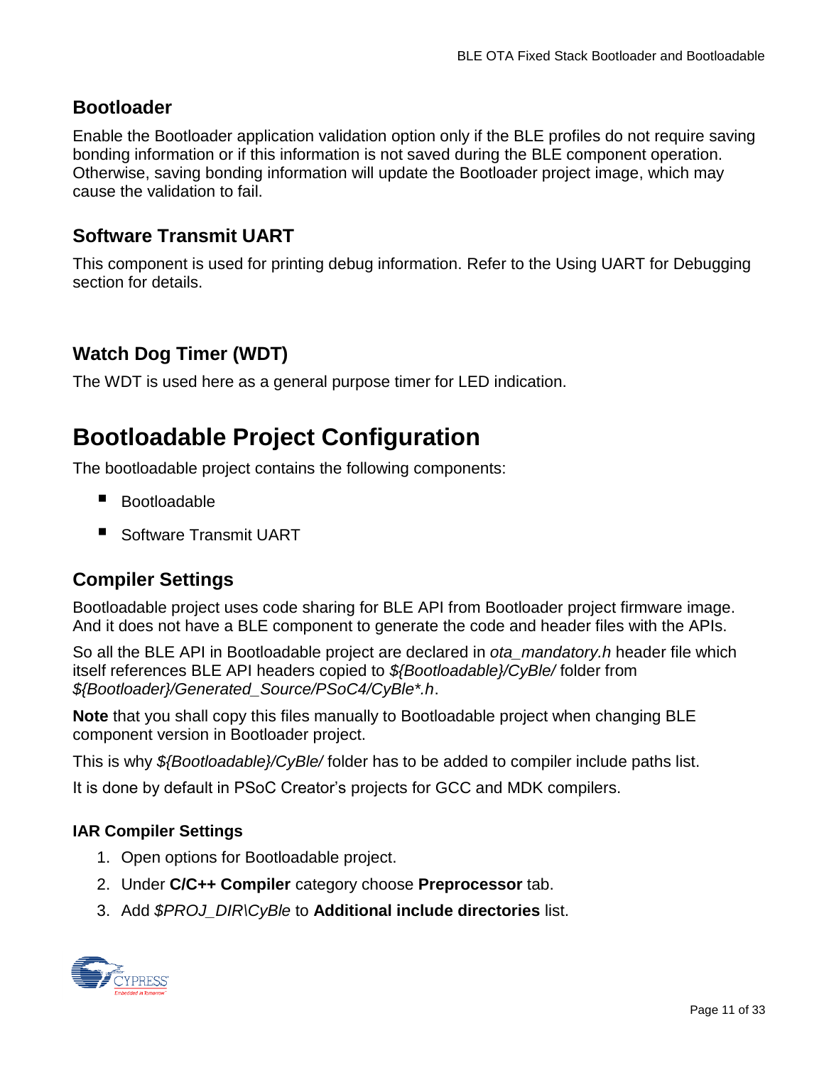## Bootloader

Enable the Bootloader application validation option only if the BLE profiles do not require saving bonding information or if this information is not saved during the BLE component operation. Otherwise, saving bonding information will update the Bootloader project image, which may cause the validation to fail.

## Software Transmit UART

This component is used for printing debug information. Refer to the Using UART for Debugging section for details.

## Watch Dog Timer (WDT)

The WDT is used here as a general purpose timer for LED indication.

# Bootloadable Project Configuration

The bootloadable project contains the following components:

- Bootloadable
- Software Transmit UART

## Compiler Settings

Bootloadable project uses code sharing for BLE API from Bootloader project firmware image. And it does not have a BLE component to generate the code and header files with the APIs.

So all the BLE API in Bootloadable project are declared in *ota_mandatory.h* header file which itself references BLE API headers copied to *${Bootloadable}/CyBle/* folder from *${Bootloader}/Generated_Source/PSoC4/CyBle*.h*.

**Note** that you shall copy this files manually to Bootloadable project when changing BLE component version in Bootloader project.

This is why *${Bootloadable}/CyBle/* folder has to be added to compiler include paths list.

It is done by default in PSoC Creator's projects for GCC and MDK compilers.

### IAR Compiler Settings

1. Open options for Bootloadable project.
2. Under **C/C++ Compiler** category choose **Preprocessor** tab.
3. Add *$PROJ_DIR\CyBle* to **Additional include directories** list.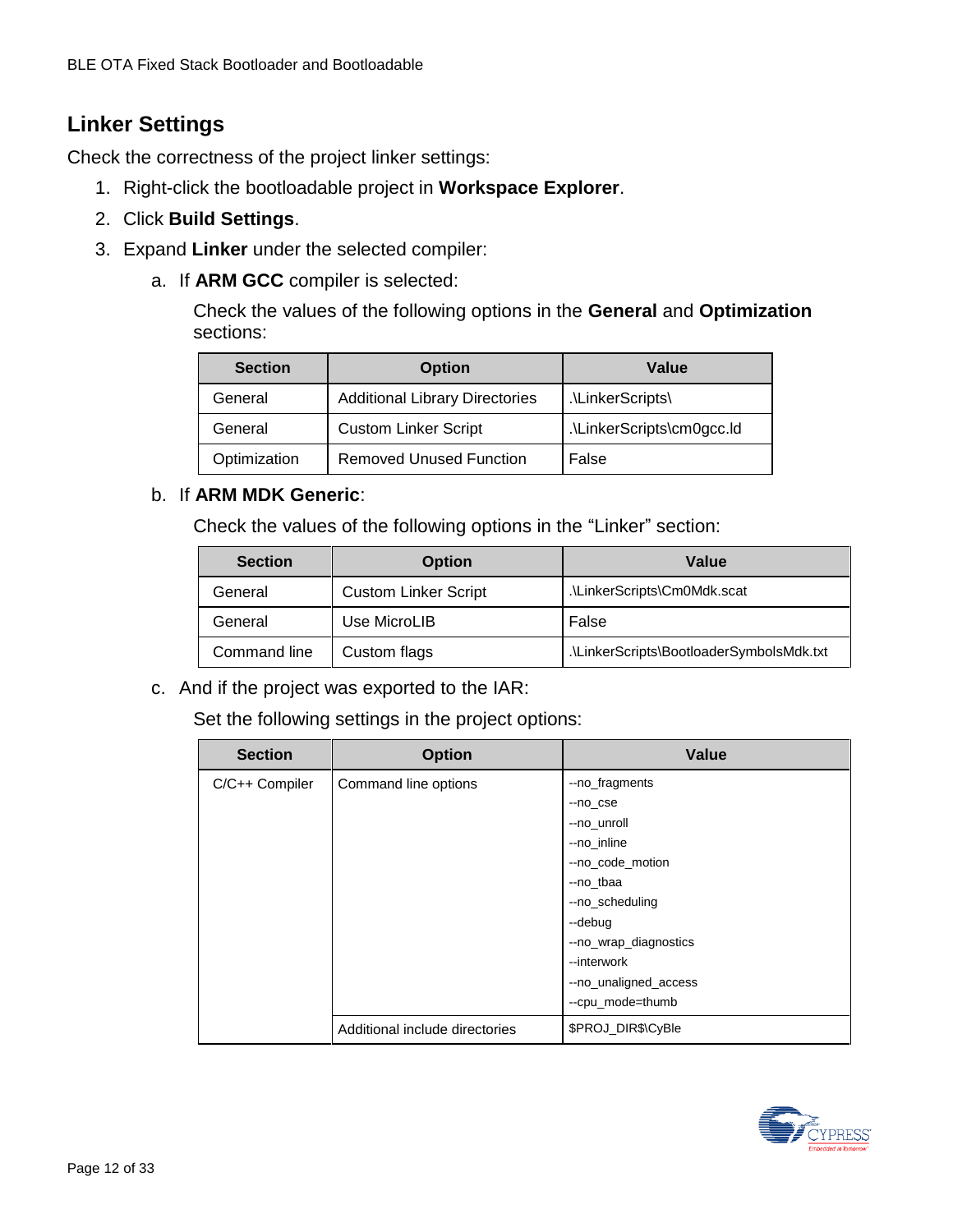## Linker Settings

Check the correctness of the project linker settings:

1. Right-click the bootloadable project in **Workspace Explorer**.
2. Click **Build Settings**.
3. Expand **Linker** under the selected compiler:

   a. If **ARM GCC** compiler is selected:

   Check the values of the following options in the **General** and **Optimization** sections:

   | Section | Option | Value |
   |---|---|---|
   | General | Additional Library Directories | .\LinkerScripts\ |
   | General | Custom Linker Script | .\LinkerScripts\cm0gcc.ld |
   | Optimization | Removed Unused Function | False |

   b. If **ARM MDK Generic**:

   Check the values of the following options in the "Linker" section:

   | Section | Option | Value |
   |---|---|---|
   | General | Custom Linker Script | .\LinkerScripts\Cm0Mdk.scat |
   | General | Use MicroLIB | False |
   | Command line | Custom flags | .\LinkerScripts\BootloaderSymbolsMdk.txt |

   c. And if the project was exported to the IAR:

   Set the following settings in the project options:

   | Section | Option | Value |
   |---|---|---|
   | C/C++ Compiler | Command line options | --no_fragments<br>--no_cse<br>--no_unroll<br>--no_inline<br>--no_code_motion<br>--no_tbaa<br>--no_scheduling<br>--debug<br>--no_wrap_diagnostics<br>--interwork<br>--no_unaligned_access<br>--cpu_mode=thumb |
   | | Additional include directories | $PROJ_DIR$\CyBle |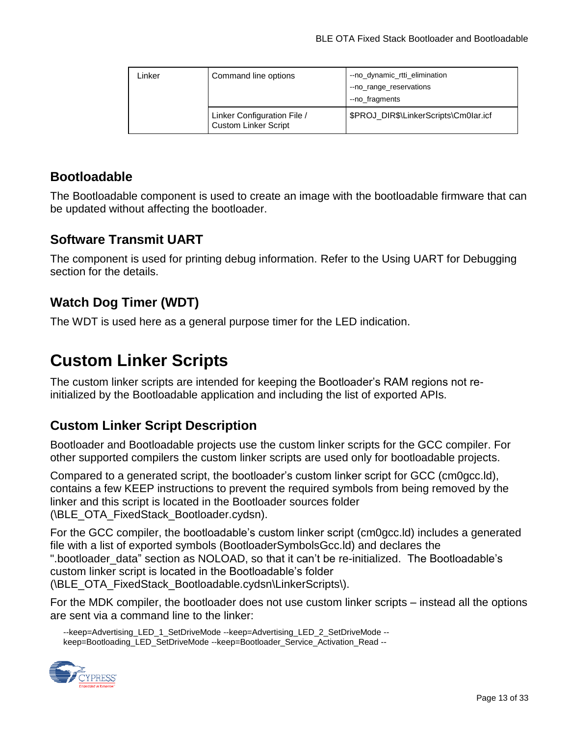| Linker | Command line options | --no_dynamic_rtti_elimination<br>--no_range_reservations<br>--no_fragments |
|---|---|---|
| | Linker Configuration File / Custom Linker Script | $PROJ_DIR$\LinkerScripts\Cm0Iar.icf |

### Bootloadable

The Bootloadable component is used to create an image with the bootloadable firmware that can be updated without affecting the bootloader.

### Software Transmit UART

The component is used for printing debug information. Refer to the Using UART for Debugging section for the details.

### Watch Dog Timer (WDT)

The WDT is used here as a general purpose timer for the LED indication.

## Custom Linker Scripts

The custom linker scripts are intended for keeping the Bootloader's RAM regions not re-initialized by the Bootloadable application and including the list of exported APIs.

### Custom Linker Script Description

Bootloader and Bootloadable projects use the custom linker scripts for the GCC compiler. For other supported compilers the custom linker scripts are used only for bootloadable projects.

Compared to a generated script, the bootloader's custom linker script for GCC (cm0gcc.ld), contains a few KEEP instructions to prevent the required symbols from being removed by the linker and this script is located in the Bootloader sources folder (\BLE_OTA_FixedStack_Bootloader.cydsn).

For the GCC compiler, the bootloadable's custom linker script (cm0gcc.ld) includes a generated file with a list of exported symbols (BootloaderSymbolsGcc.ld) and declares the ".bootloader_data" section as NOLOAD, so that it can't be re-initialized. The Bootloadable's custom linker script is located in the Bootloadable's folder (\BLE_OTA_FixedStack_Bootloadable.cydsn\LinkerScripts\).

For the MDK compiler, the bootloader does not use custom linker scripts – instead all the options are sent via a command line to the linker:

```
--keep=Advertising_LED_1_SetDriveMode --keep=Advertising_LED_2_SetDriveMode --
keep=Bootloading_LED_SetDriveMode --keep=Bootloader_Service_Activation_Read --
```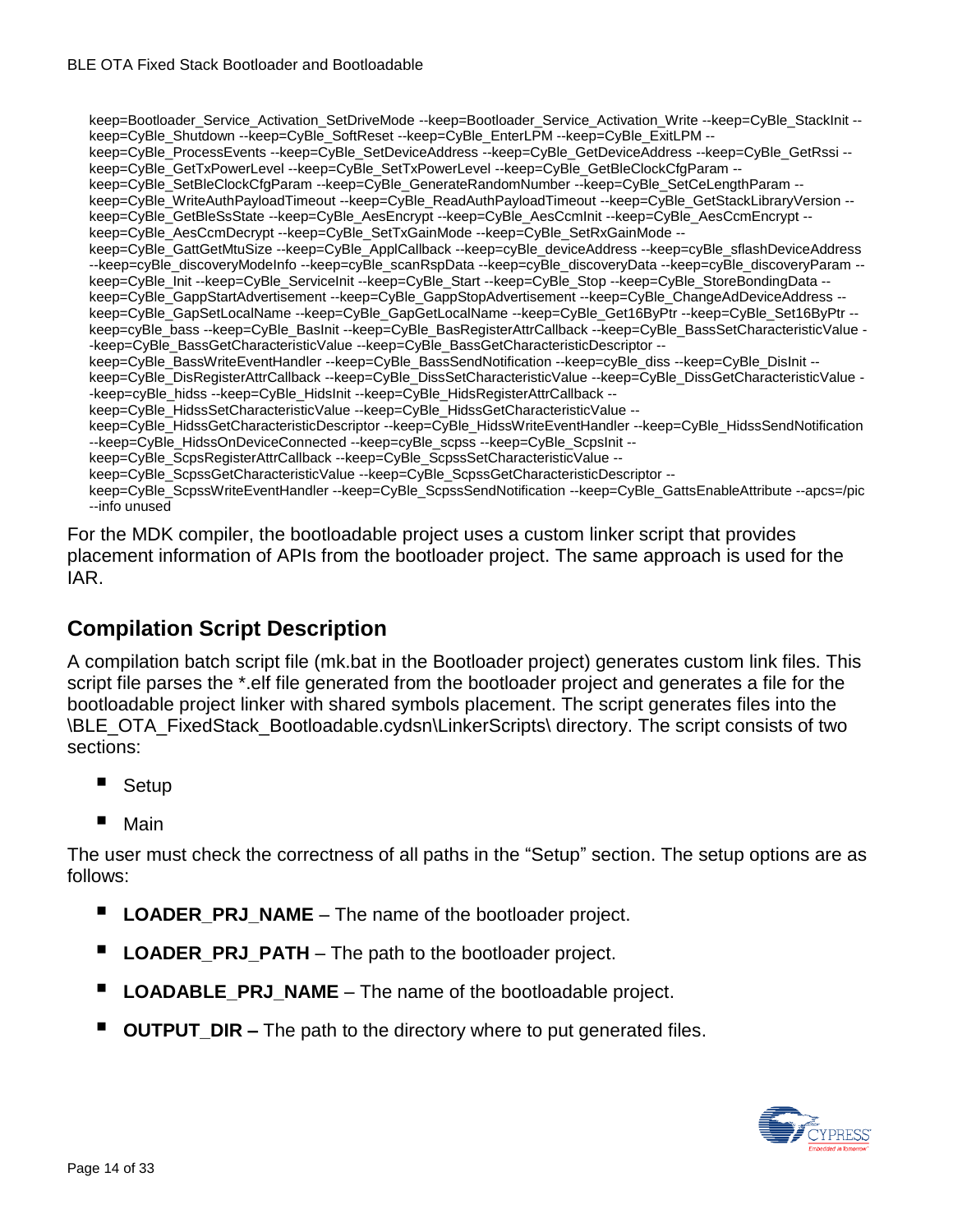```
keep=Bootloader_Service_Activation_SetDriveMode --keep=Bootloader_Service_Activation_Write --keep=CyBle_StackInit --
keep=CyBle_Shutdown --keep=CyBle_SoftReset --keep=CyBle_EnterLPM --keep=CyBle_ExitLPM --
keep=CyBle_ProcessEvents --keep=CyBle_SetDeviceAddress --keep=CyBle_GetDeviceAddress --keep=CyBle_GetRssi --
keep=CyBle_GetTxPowerLevel --keep=CyBle_SetTxPowerLevel --keep=CyBle_GetBleClockCfgParam --
keep=CyBle_SetBleClockCfgParam --keep=CyBle_GenerateRandomNumber --keep=CyBle_SetCeLengthParam --
keep=CyBle_WriteAuthPayloadTimeout --keep=CyBle_ReadAuthPayloadTimeout --keep=CyBle_GetStackLibraryVersion --
keep=CyBle_GetBleSsState --keep=CyBle_AesEncrypt --keep=CyBle_AesCcmInit --keep=CyBle_AesCcmEncrypt --
keep=CyBle_AesCcmDecrypt --keep=CyBle_SetTxGainMode --keep=CyBle_SetRxGainMode --
keep=CyBle_GattGetMtuSize --keep=CyBle_ApplCallback --keep=cyBle_deviceAddress --keep=cyBle_sflashDeviceAddress
--keep=cyBle_discoveryModeInfo --keep=cyBle_scanRspData --keep=cyBle_discoveryData --keep=cyBle_discoveryParam --
keep=CyBle_Init --keep=CyBle_ServiceInit --keep=CyBle_Start --keep=CyBle_Stop --keep=CyBle_StoreBondingData --
keep=CyBle_GappStartAdvertisement --keep=CyBle_GappStopAdvertisement --keep=CyBle_ChangeAdDeviceAddress --
keep=CyBle_GapSetLocalName --keep=CyBle_GapGetLocalName --keep=CyBle_Get16ByPtr --keep=CyBle_Set16ByPtr --
keep=cyBle_bass --keep=CyBle_BasInit --keep=CyBle_BasRegisterAttrCallback --keep=CyBle_BassSetCharacteristicValue -
-keep=CyBle_BassGetCharacteristicValue --keep=CyBle_BassGetCharacteristicDescriptor --
keep=CyBle_BassWriteEventHandler --keep=CyBle_BassSendNotification --keep=cyBle_diss --keep=CyBle_DisInit --
keep=CyBle_DisRegisterAttrCallback --keep=CyBle_DissSetCharacteristicValue --keep=CyBle_DissGetCharacteristicValue -
-keep=cyBle_hidss --keep=CyBle_HidsInit --keep=CyBle_HidsRegisterAttrCallback --
keep=CyBle_HidssSetCharacteristicValue --keep=CyBle_HidssGetCharacteristicValue --
keep=CyBle_HidssGetCharacteristicDescriptor --keep=CyBle_HidssWriteEventHandler --keep=CyBle_HidssSendNotification
--keep=CyBle_HidssOnDeviceConnected --keep=cyBle_scpss --keep=CyBle_ScpsInit --
keep=CyBle_ScpsRegisterAttrCallback --keep=CyBle_ScpssSetCharacteristicValue --
keep=CyBle_ScpssGetCharacteristicValue --keep=CyBle_ScpssGetCharacteristicDescriptor --
keep=CyBle_ScpssWriteEventHandler --keep=CyBle_ScpssSendNotification --keep=CyBle_GattsEnableAttribute --apcs=/pic
--info unused
```

For the MDK compiler, the bootloadable project uses a custom linker script that provides placement information of APIs from the bootloader project. The same approach is used for the IAR.

## Compilation Script Description

A compilation batch script file (mk.bat in the Bootloader project) generates custom link files. This script file parses the *.elf file generated from the bootloader project and generates a file for the bootloadable project linker with shared symbols placement. The script generates files into the \BLE_OTA_FixedStack_Bootloadable.cydsn\LinkerScripts\ directory. The script consists of two sections:

- Setup
- Main

The user must check the correctness of all paths in the "Setup" section. The setup options are as follows:

- **LOADER_PRJ_NAME** – The name of the bootloader project.
- **LOADER_PRJ_PATH** – The path to the bootloader project.
- **LOADABLE_PRJ_NAME** – The name of the bootloadable project.
- **OUTPUT_DIR –** The path to the directory where to put generated files.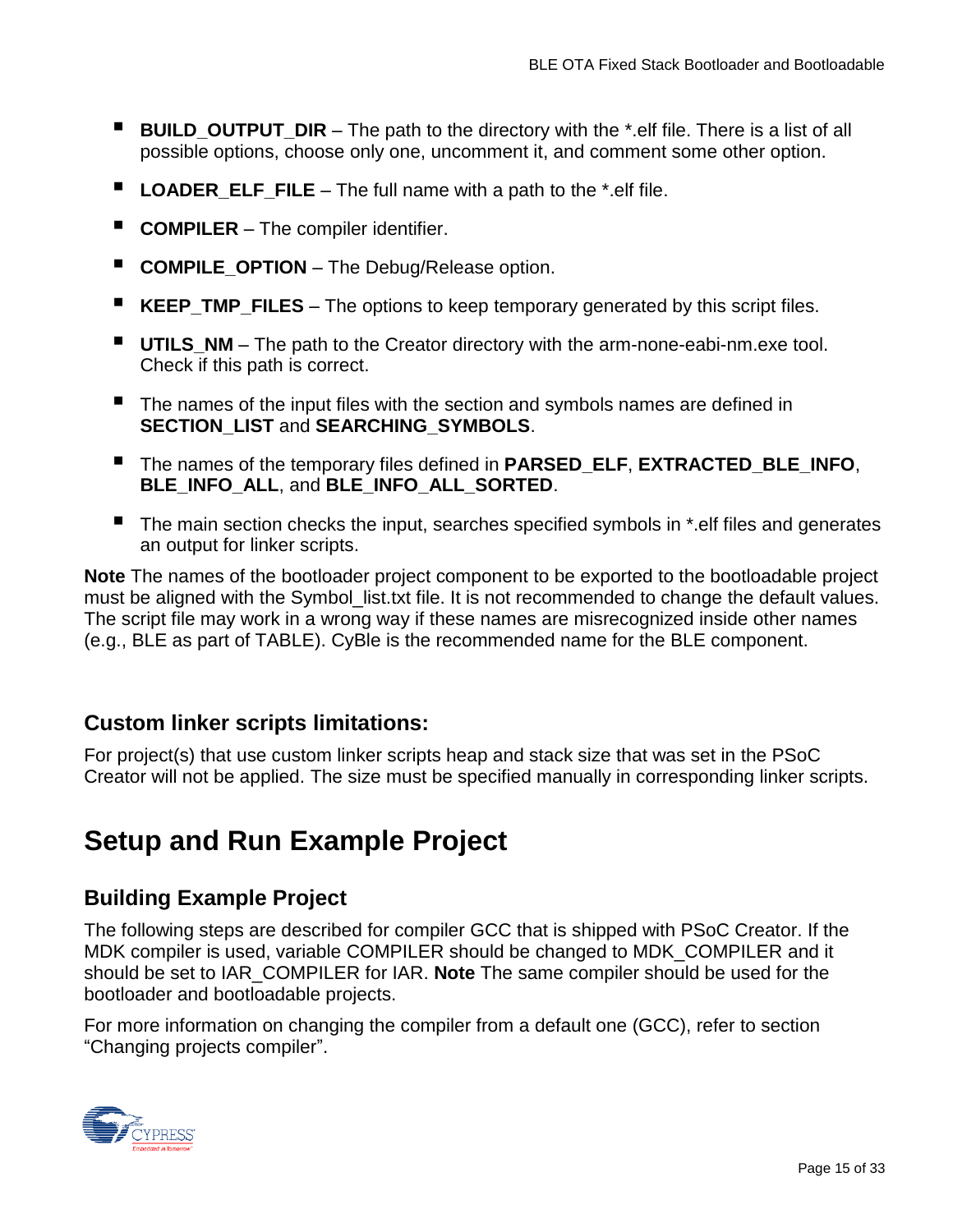- **BUILD_OUTPUT_DIR** – The path to the directory with the *.elf file. There is a list of all possible options, choose only one, uncomment it, and comment some other option.
- **LOADER_ELF_FILE** – The full name with a path to the *.elf file.
- **COMPILER** – The compiler identifier.
- **COMPILE_OPTION** – The Debug/Release option.
- **KEEP_TMP_FILES** – The options to keep temporary generated by this script files.
- **UTILS_NM** – The path to the Creator directory with the arm-none-eabi-nm.exe tool. Check if this path is correct.
- The names of the input files with the section and symbols names are defined in **SECTION_LIST** and **SEARCHING_SYMBOLS**.
- The names of the temporary files defined in **PARSED_ELF**, **EXTRACTED_BLE_INFO**, **BLE_INFO_ALL**, and **BLE_INFO_ALL_SORTED**.
- The main section checks the input, searches specified symbols in *.elf files and generates an output for linker scripts.

**Note** The names of the bootloader project component to be exported to the bootloadable project must be aligned with the Symbol_list.txt file. It is not recommended to change the default values. The script file may work in a wrong way if these names are misrecognized inside other names (e.g., BLE as part of TABLE). CyBle is the recommended name for the BLE component.

### Custom linker scripts limitations:

For project(s) that use custom linker scripts heap and stack size that was set in the PSoC Creator will not be applied. The size must be specified manually in corresponding linker scripts.

## Setup and Run Example Project

### Building Example Project

The following steps are described for compiler GCC that is shipped with PSoC Creator. If the MDK compiler is used, variable COMPILER should be changed to MDK_COMPILER and it should be set to IAR_COMPILER for IAR. **Note** The same compiler should be used for the bootloader and bootloadable projects.

For more information on changing the compiler from a default one (GCC), refer to section "Changing projects compiler".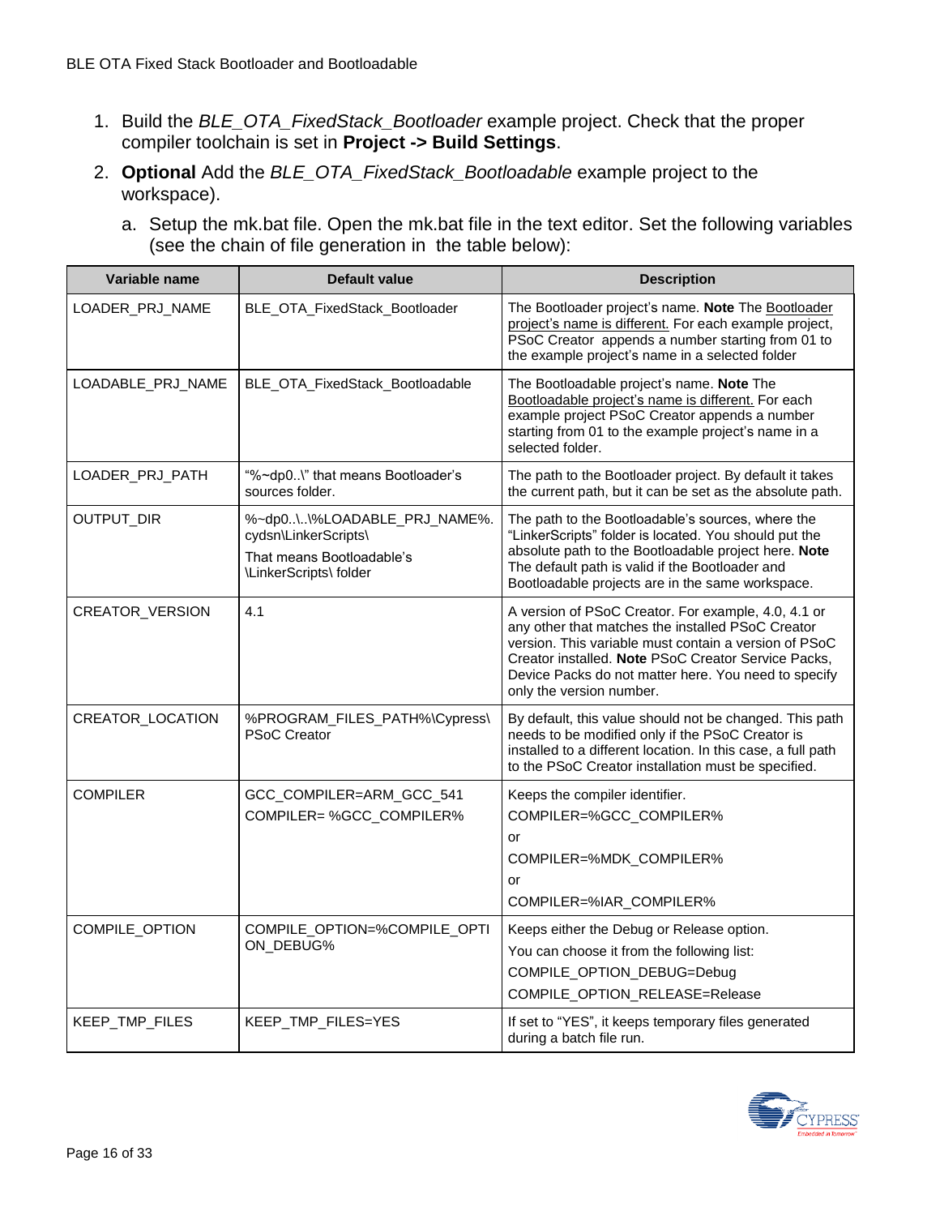1. Build the *BLE_OTA_FixedStack_Bootloader* example project. Check that the proper compiler toolchain is set in **Project -> Build Settings**.
2. **Optional** Add the *BLE_OTA_FixedStack_Bootloadable* example project to the workspace).
   a. Setup the mk.bat file. Open the mk.bat file in the text editor. Set the following variables (see the chain of file generation in  the table below):

| Variable name | Default value | Description |
|---|---|---|
| LOADER_PRJ_NAME | BLE_OTA_FixedStack_Bootloader | The Bootloader project's name. **Note** The Bootloader project's name is different. For each example project, PSoC Creator  appends a number starting from 01 to the example project's name in a selected folder |
| LOADABLE_PRJ_NAME | BLE_OTA_FixedStack_Bootloadable | The Bootloadable project's name. **Note** The Bootloadable project's name is different. For each example project PSoC Creator appends a number starting from 01 to the example project's name in a selected folder. |
| LOADER_PRJ_PATH | "%~dp0..\" that means Bootloader's sources folder. | The path to the Bootloader project. By default it takes the current path, but it can be set as the absolute path. |
| OUTPUT_DIR | %~dp0..\..\%LOADABLE_PRJ_NAME%.cydsn\LinkerScripts\ <br> That means Bootloadable's \LinkerScripts\ folder | The path to the Bootloadable's sources, where the "LinkerScripts" folder is located. You should put the absolute path to the Bootloadable project here. **Note** The default path is valid if the Bootloader and Bootloadable projects are in the same workspace. |
| CREATOR_VERSION | 4.1 | A version of PSoC Creator. For example, 4.0, 4.1 or any other that matches the installed PSoC Creator version. This variable must contain a version of PSoC Creator installed. **Note** PSoC Creator Service Packs, Device Packs do not matter here. You need to specify only the version number. |
| CREATOR_LOCATION | %PROGRAM_FILES_PATH%\Cypress\PSoC Creator | By default, this value should not be changed. This path needs to be modified only if the PSoC Creator is installed to a different location. In this case, a full path to the PSoC Creator installation must be specified. |
| COMPILER | GCC_COMPILER=ARM_GCC_541 <br> COMPILER= %GCC_COMPILER% | Keeps the compiler identifier. <br> COMPILER=%GCC_COMPILER% <br> or <br> COMPILER=%MDK_COMPILER% <br> or <br> COMPILER=%IAR_COMPILER% |
| COMPILE_OPTION | COMPILE_OPTION=%COMPILE_OPTION_DEBUG% | Keeps either the Debug or Release option. <br> You can choose it from the following list: <br> COMPILE_OPTION_DEBUG=Debug <br> COMPILE_OPTION_RELEASE=Release |
| KEEP_TMP_FILES | KEEP_TMP_FILES=YES | If set to "YES", it keeps temporary files generated during a batch file run. |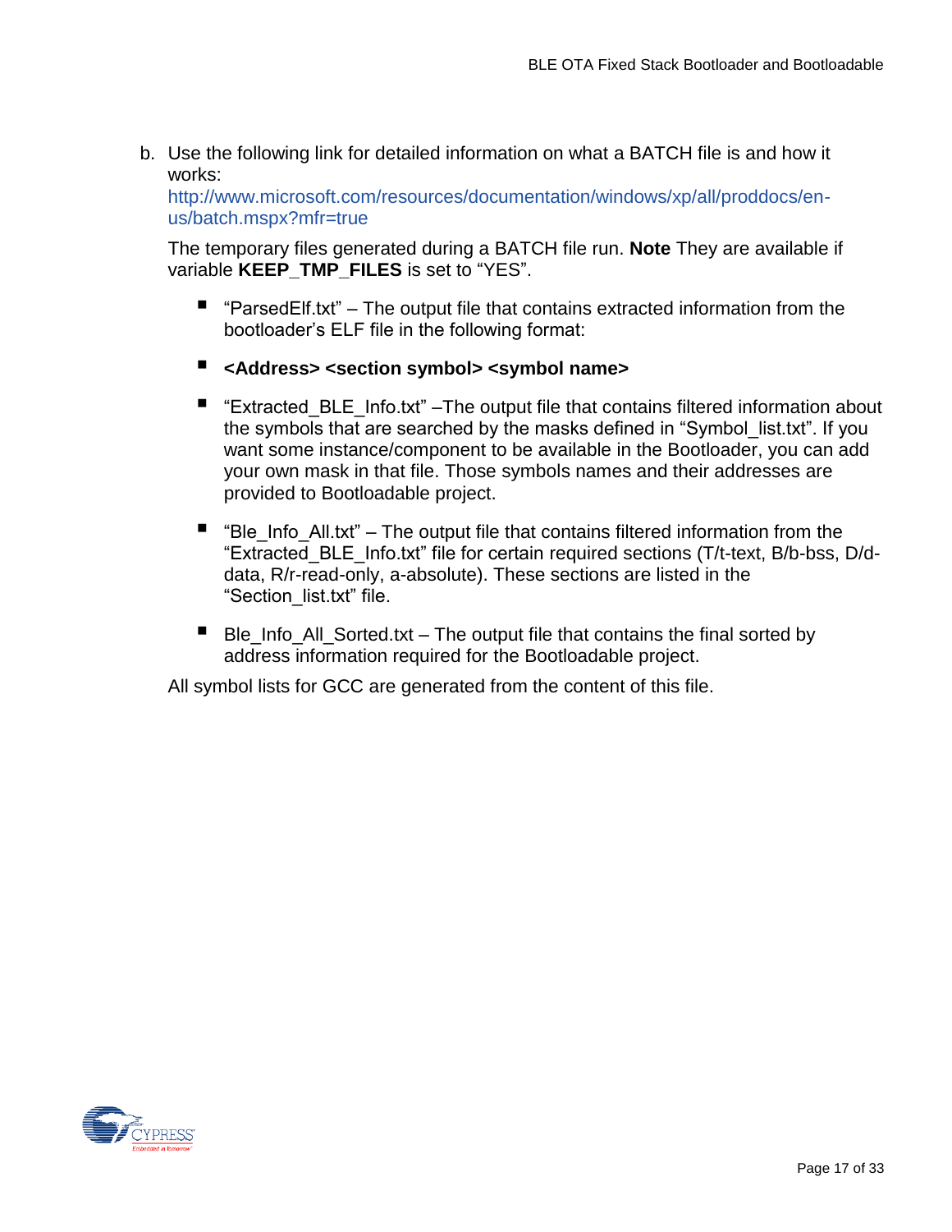b. Use the following link for detailed information on what a BATCH file is and how it works:
   http://www.microsoft.com/resources/documentation/windows/xp/all/proddocs/en-us/batch.mspx?mfr=true

   The temporary files generated during a BATCH file run. **Note** They are available if variable **KEEP_TMP_FILES** is set to "YES".

   - "ParsedElf.txt" – The output file that contains extracted information from the bootloader's ELF file in the following format:
   - **<Address> <section symbol> <symbol name>**
   - "Extracted_BLE_Info.txt" –The output file that contains filtered information about the symbols that are searched by the masks defined in "Symbol_list.txt". If you want some instance/component to be available in the Bootloader, you can add your own mask in that file. Those symbols names and their addresses are provided to Bootloadable project.
   - "Ble_Info_All.txt" – The output file that contains filtered information from the "Extracted_BLE_Info.txt" file for certain required sections (T/t-text, B/b-bss, D/d-data, R/r-read-only, a-absolute). These sections are listed in the "Section_list.txt" file.
   - Ble_Info_All_Sorted.txt – The output file that contains the final sorted by address information required for the Bootloadable project.

   All symbol lists for GCC are generated from the content of this file.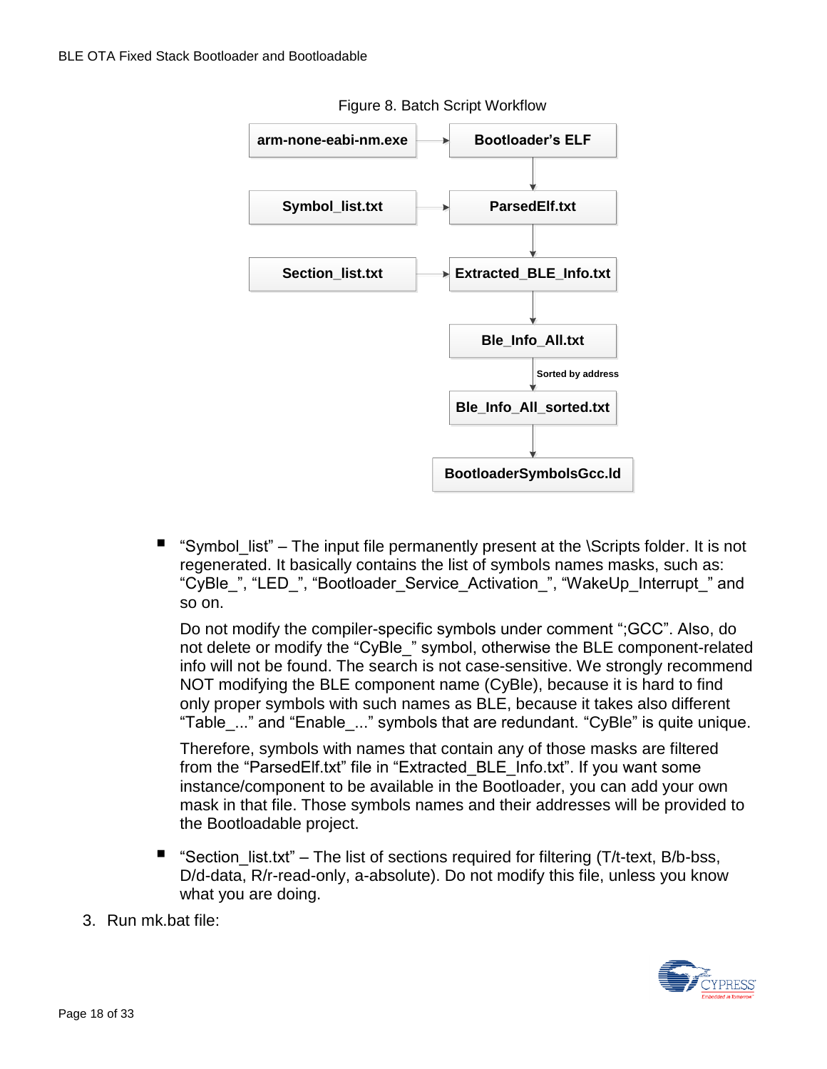Figure 8. Batch Script Workflow

arm-none-eabi-nm.exe → Bootloader's ELF

Symbol_list.txt → ParsedElf.txt

Section_list.txt → Extracted_BLE_Info.txt

Ble_Info_All.txt

Sorted by address

Ble_Info_All_sorted.txt

BootloaderSymbolsGcc.ld

- "Symbol_list" – The input file permanently present at the \Scripts folder. It is not regenerated. It basically contains the list of symbols names masks, such as: "CyBle_", "LED_", "Bootloader_Service_Activation_", "WakeUp_Interrupt_" and so on.

  Do not modify the compiler-specific symbols under comment ";GCC". Also, do not delete or modify the "CyBle_" symbol, otherwise the BLE component-related info will not be found. The search is not case-sensitive. We strongly recommend NOT modifying the BLE component name (CyBle), because it is hard to find only proper symbols with such names as BLE, because it takes also different "Table_..." and "Enable_..." symbols that are redundant. "CyBle" is quite unique.

  Therefore, symbols with names that contain any of those masks are filtered from the "ParsedElf.txt" file in "Extracted_BLE_Info.txt". If you want some instance/component to be available in the Bootloader, you can add your own mask in that file. Those symbols names and their addresses will be provided to the Bootloadable project.

- "Section_list.txt" – The list of sections required for filtering (T/t-text, B/b-bss, D/d-data, R/r-read-only, a-absolute). Do not modify this file, unless you know what you are doing.

3. Run mk.bat file: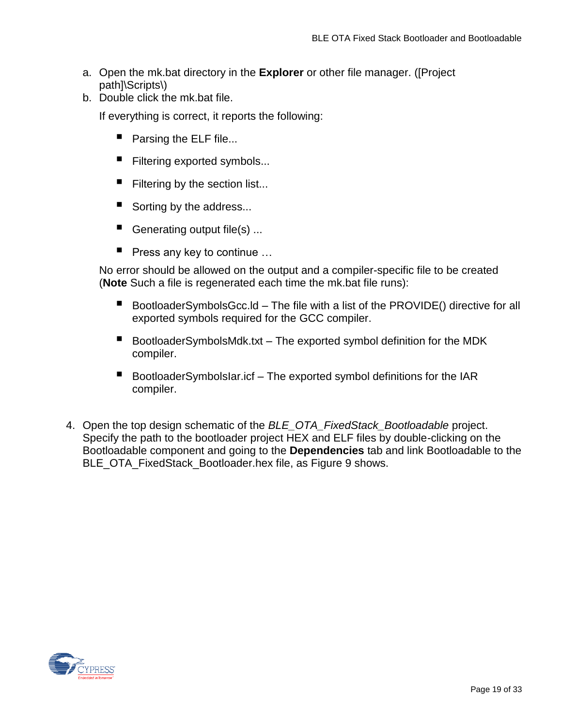a. Open the mk.bat directory in the **Explorer** or other file manager. ([Project path]\Scripts\)
b. Double click the mk.bat file.

   If everything is correct, it reports the following:

   - Parsing the ELF file...
   - Filtering exported symbols...
   - Filtering by the section list...
   - Sorting by the address...
   - Generating output file(s) ...
   - Press any key to continue …

   No error should be allowed on the output and a compiler-specific file to be created (**Note** Such a file is regenerated each time the mk.bat file runs):

   - BootloaderSymbolsGcc.ld – The file with a list of the PROVIDE() directive for all exported symbols required for the GCC compiler.
   - BootloaderSymbolsMdk.txt – The exported symbol definition for the MDK compiler.
   - BootloaderSymbolsIar.icf – The exported symbol definitions for the IAR compiler.

4. Open the top design schematic of the *BLE_OTA_FixedStack_Bootloadable* project. Specify the path to the bootloader project HEX and ELF files by double-clicking on the Bootloadable component and going to the **Dependencies** tab and link Bootloadable to the BLE_OTA_FixedStack_Bootloader.hex file, as Figure 9 shows.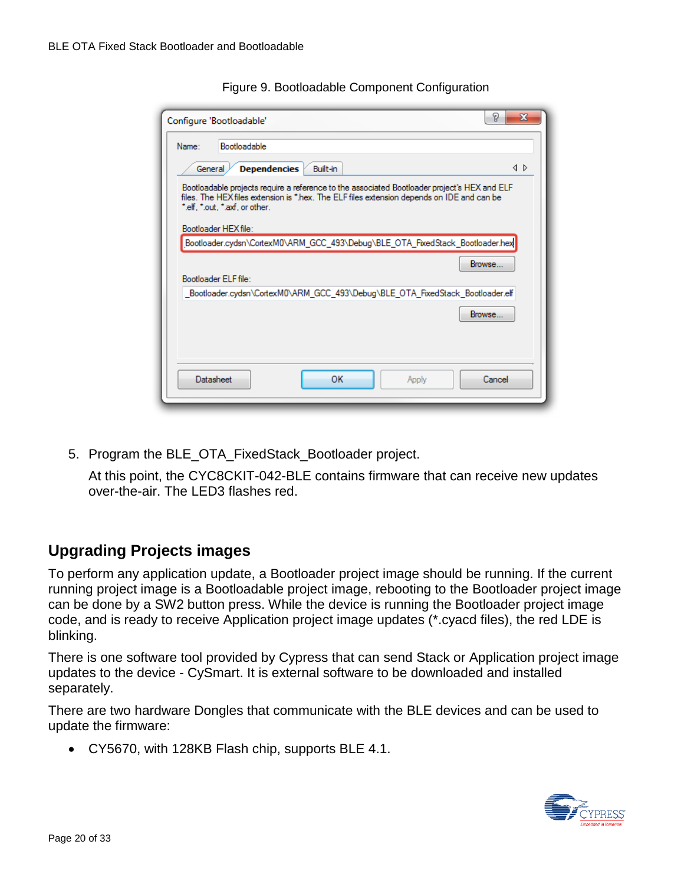Figure 9. Bootloadable Component Configuration

5. Program the BLE_OTA_FixedStack_Bootloader project.

   At this point, the CYC8CKIT-042-BLE contains firmware that can receive new updates over-the-air. The LED3 flashes red.

## Upgrading Projects images

To perform any application update, a Bootloader project image should be running. If the current running project image is a Bootloadable project image, rebooting to the Bootloader project image can be done by a SW2 button press. While the device is running the Bootloader project image code, and is ready to receive Application project image updates (*.cyacd files), the red LDE is blinking.

There is one software tool provided by Cypress that can send Stack or Application project image updates to the device - CySmart. It is external software to be downloaded and installed separately.

There are two hardware Dongles that communicate with the BLE devices and can be used to update the firmware:

- CY5670, with 128KB Flash chip, supports BLE 4.1.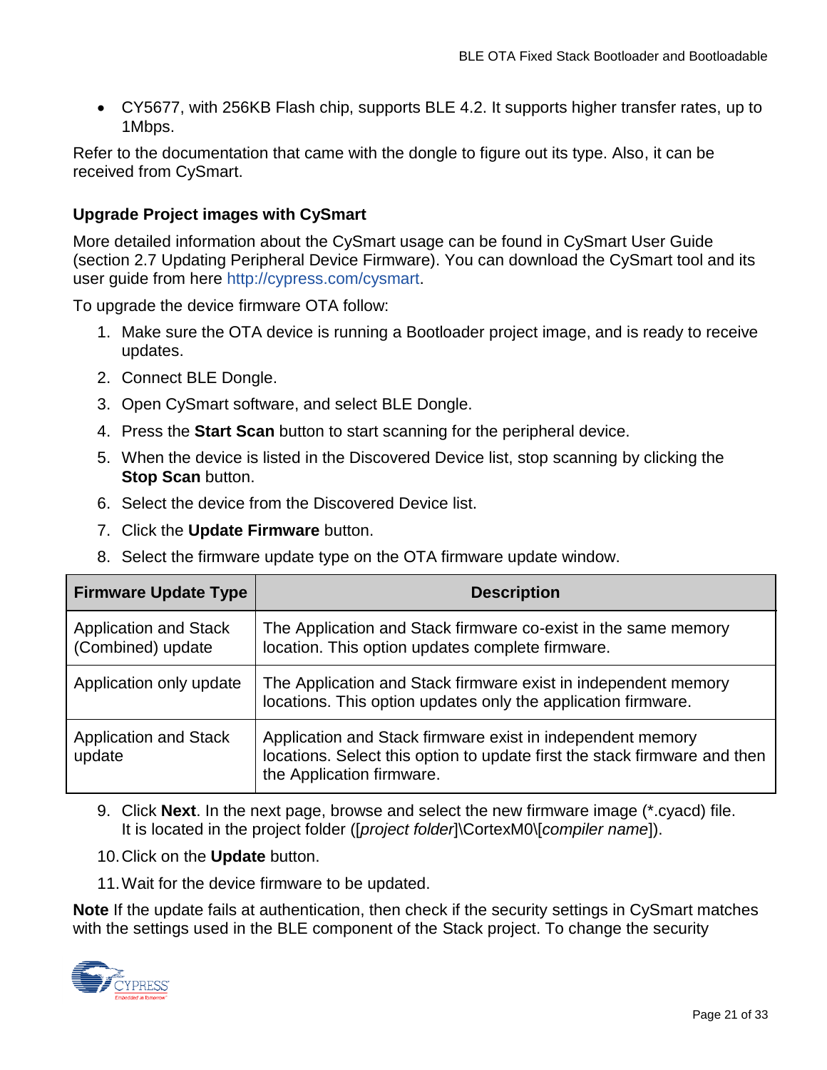- CY5677, with 256KB Flash chip, supports BLE 4.2. It supports higher transfer rates, up to 1Mbps.

Refer to the documentation that came with the dongle to figure out its type. Also, it can be received from CySmart.

### Upgrade Project images with CySmart

More detailed information about the CySmart usage can be found in CySmart User Guide (section 2.7 Updating Peripheral Device Firmware). You can download the CySmart tool and its user guide from here http://cypress.com/cysmart.

To upgrade the device firmware OTA follow:

1. Make sure the OTA device is running a Bootloader project image, and is ready to receive updates.
2. Connect BLE Dongle.
3. Open CySmart software, and select BLE Dongle.
4. Press the **Start Scan** button to start scanning for the peripheral device.
5. When the device is listed in the Discovered Device list, stop scanning by clicking the **Stop Scan** button.
6. Select the device from the Discovered Device list.
7. Click the **Update Firmware** button.
8. Select the firmware update type on the OTA firmware update window.

| Firmware Update Type | Description |
|---|---|
| Application and Stack (Combined) update | The Application and Stack firmware co-exist in the same memory location. This option updates complete firmware. |
| Application only update | The Application and Stack firmware exist in independent memory locations. This option updates only the application firmware. |
| Application and Stack update | Application and Stack firmware exist in independent memory locations. Select this option to update first the stack firmware and then the Application firmware. |

9. Click **Next**. In the next page, browse and select the new firmware image (*.cyacd) file. It is located in the project folder ([*project folder*]\CortexM0\[*compiler name*]).
10. Click on the **Update** button.
11. Wait for the device firmware to be updated.

**Note** If the update fails at authentication, then check if the security settings in CySmart matches with the settings used in the BLE component of the Stack project. To change the security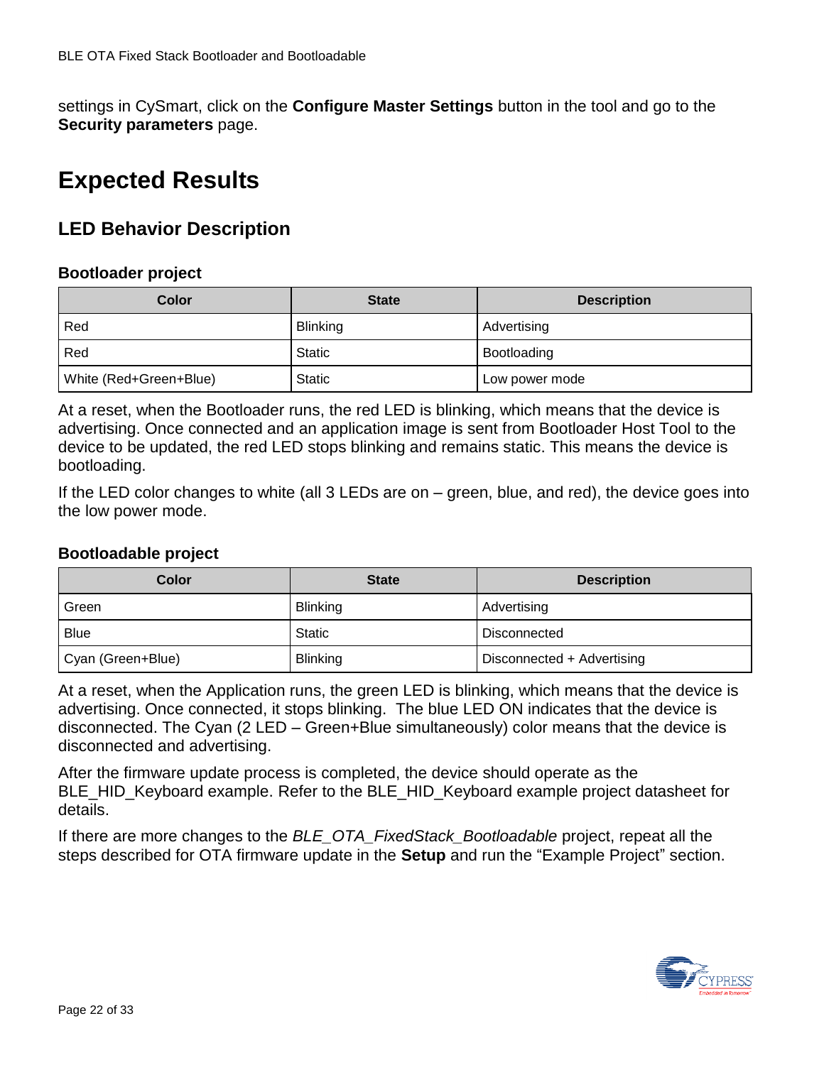settings in CySmart, click on the **Configure Master Settings** button in the tool and go to the **Security parameters** page.

# Expected Results

## LED Behavior Description

### Bootloader project

| Color | State | Description |
| --- | --- | --- |
| Red | Blinking | Advertising |
| Red | Static | Bootloading |
| White (Red+Green+Blue) | Static | Low power mode |

At a reset, when the Bootloader runs, the red LED is blinking, which means that the device is advertising. Once connected and an application image is sent from Bootloader Host Tool to the device to be updated, the red LED stops blinking and remains static. This means the device is bootloading.

If the LED color changes to white (all 3 LEDs are on – green, blue, and red), the device goes into the low power mode.

### Bootloadable project

| Color | State | Description |
| --- | --- | --- |
| Green | Blinking | Advertising |
| Blue | Static | Disconnected |
| Cyan (Green+Blue) | Blinking | Disconnected + Advertising |

At a reset, when the Application runs, the green LED is blinking, which means that the device is advertising. Once connected, it stops blinking. The blue LED ON indicates that the device is disconnected. The Cyan (2 LED – Green+Blue simultaneously) color means that the device is disconnected and advertising.

After the firmware update process is completed, the device should operate as the BLE_HID_Keyboard example. Refer to the BLE_HID_Keyboard example project datasheet for details.

If there are more changes to the *BLE_OTA_FixedStack_Bootloadable* project, repeat all the steps described for OTA firmware update in the **Setup** and run the "Example Project" section.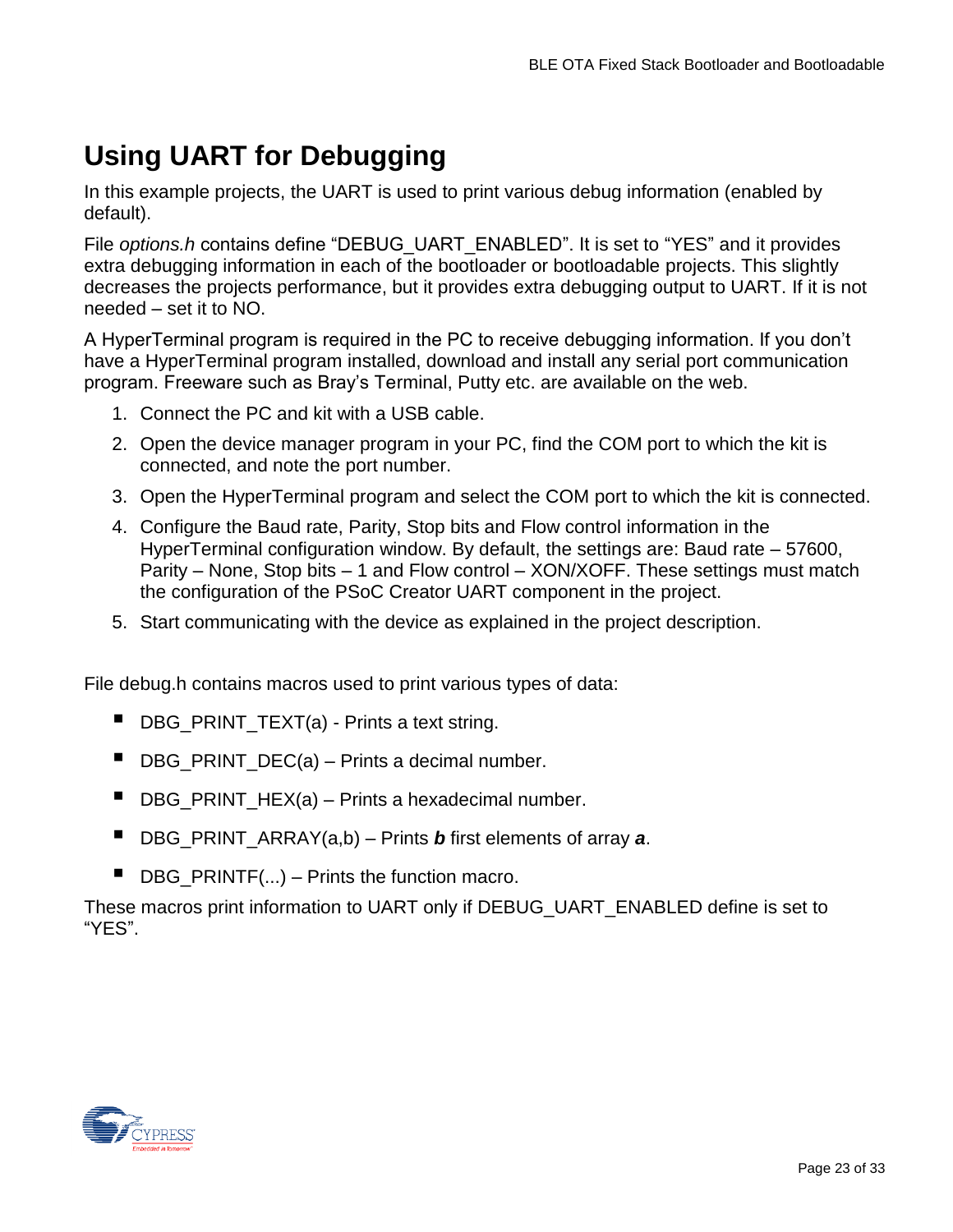# Using UART for Debugging

In this example projects, the UART is used to print various debug information (enabled by default).

File *options.h* contains define “DEBUG_UART_ENABLED”. It is set to “YES” and it provides extra debugging information in each of the bootloader or bootloadable projects. This slightly decreases the projects performance, but it provides extra debugging output to UART. If it is not needed – set it to NO.

A HyperTerminal program is required in the PC to receive debugging information. If you don’t have a HyperTerminal program installed, download and install any serial port communication program. Freeware such as Bray’s Terminal, Putty etc. are available on the web.

1. Connect the PC and kit with a USB cable.
2. Open the device manager program in your PC, find the COM port to which the kit is connected, and note the port number.
3. Open the HyperTerminal program and select the COM port to which the kit is connected.
4. Configure the Baud rate, Parity, Stop bits and Flow control information in the HyperTerminal configuration window. By default, the settings are: Baud rate – 57600, Parity – None, Stop bits – 1 and Flow control – XON/XOFF. These settings must match the configuration of the PSoC Creator UART component in the project.
5. Start communicating with the device as explained in the project description.

File debug.h contains macros used to print various types of data:

- DBG_PRINT_TEXT(a) - Prints a text string.
- DBG_PRINT_DEC(a) – Prints a decimal number.
- DBG_PRINT_HEX(a) – Prints a hexadecimal number.
- DBG_PRINT_ARRAY(a,b) – Prints ***b*** first elements of array ***a***.
- DBG_PRINTF(...) – Prints the function macro.

These macros print information to UART only if DEBUG_UART_ENABLED define is set to “YES”.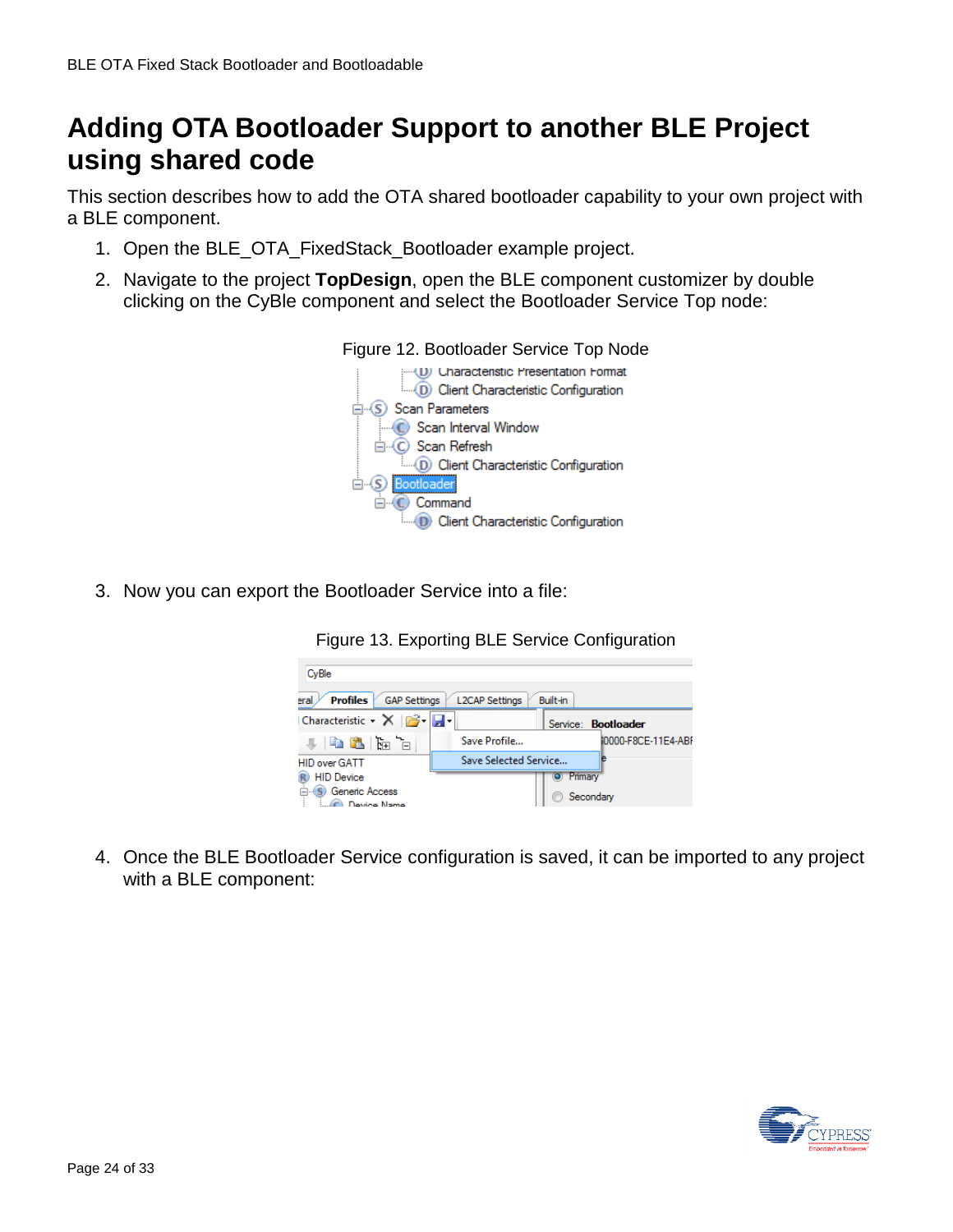# Adding OTA Bootloader Support to another BLE Project using shared code

This section describes how to add the OTA shared bootloader capability to your own project with a BLE component.

1. Open the BLE_OTA_FixedStack_Bootloader example project.
2. Navigate to the project **TopDesign**, open the BLE component customizer by double clicking on the CyBle component and select the Bootloader Service Top node:

Figure 12. Bootloader Service Top Node

3. Now you can export the Bootloader Service into a file:

Figure 13. Exporting BLE Service Configuration

4. Once the BLE Bootloader Service configuration is saved, it can be imported to any project with a BLE component: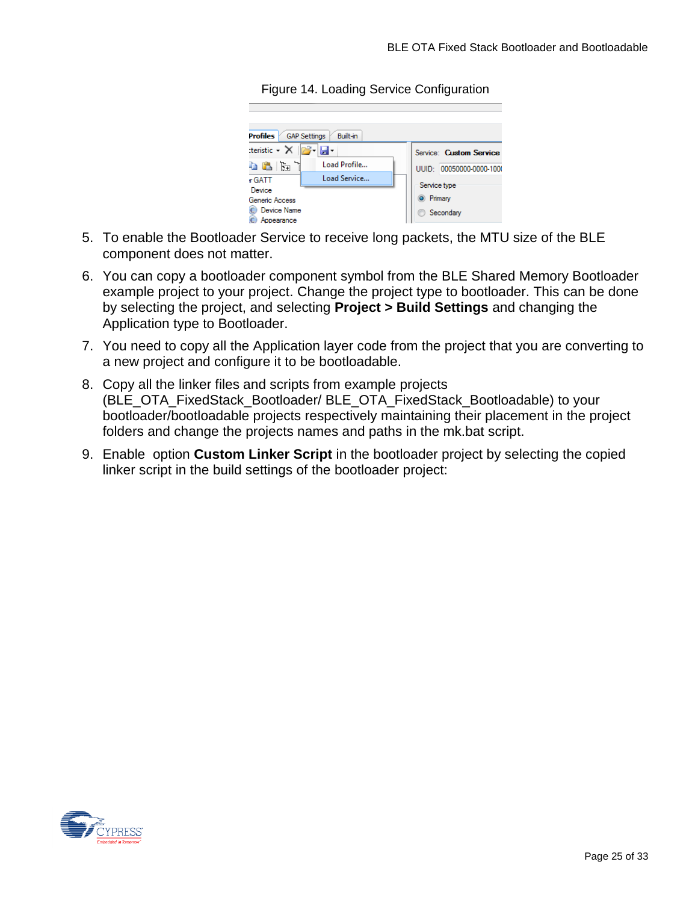Figure 14. Loading Service Configuration

5. To enable the Bootloader Service to receive long packets, the MTU size of the BLE component does not matter.
6. You can copy a bootloader component symbol from the BLE Shared Memory Bootloader example project to your project. Change the project type to bootloader. This can be done by selecting the project, and selecting **Project > Build Settings** and changing the Application type to Bootloader.
7. You need to copy all the Application layer code from the project that you are converting to a new project and configure it to be bootloadable.
8. Copy all the linker files and scripts from example projects (BLE_OTA_FixedStack_Bootloader/ BLE_OTA_FixedStack_Bootloadable) to your bootloader/bootloadable projects respectively maintaining their placement in the project folders and change the projects names and paths in the mk.bat script.
9. Enable option **Custom Linker Script** in the bootloader project by selecting the copied linker script in the build settings of the bootloader project: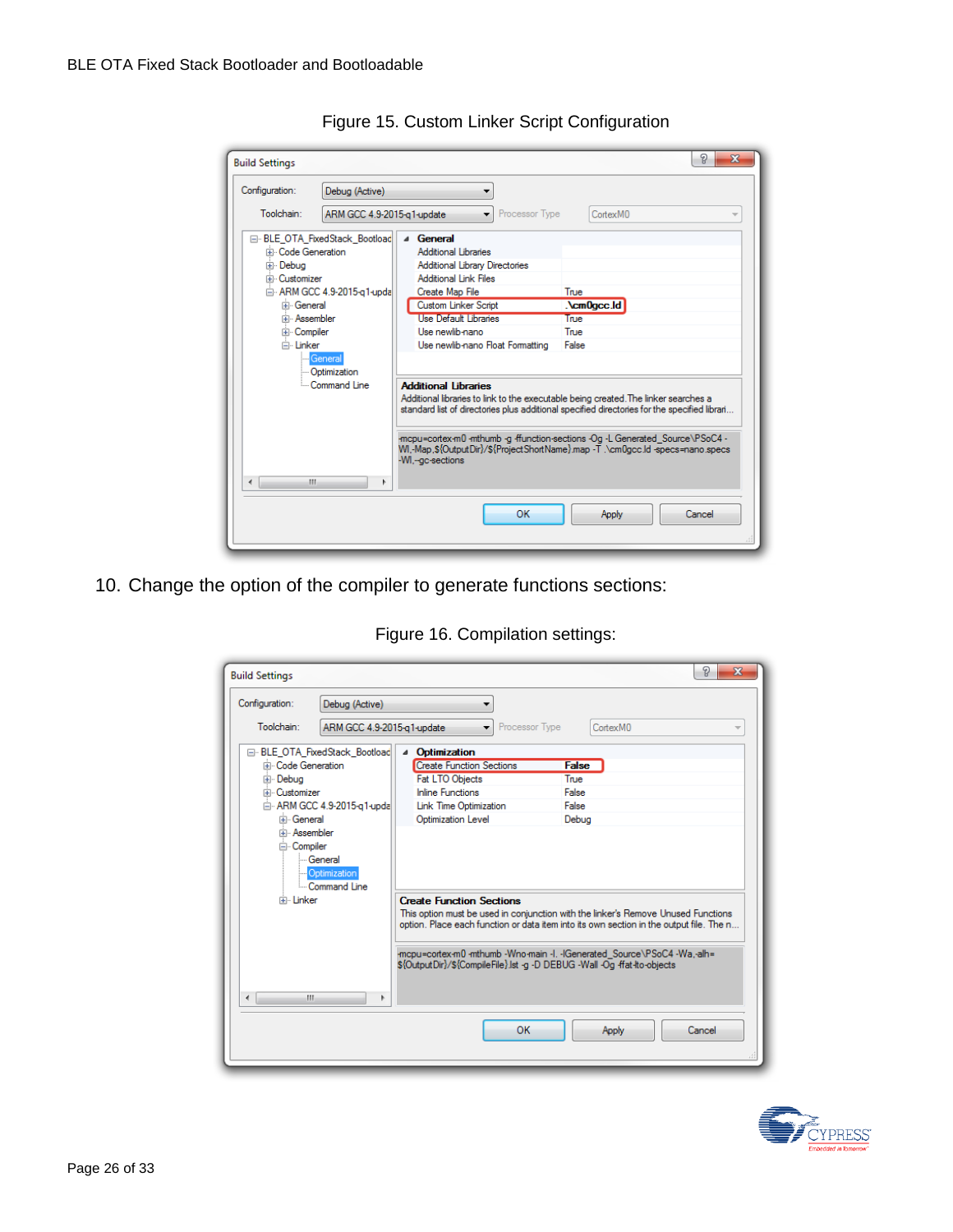Figure 15. Custom Linker Script Configuration

10. Change the option of the compiler to generate functions sections:

Figure 16. Compilation settings: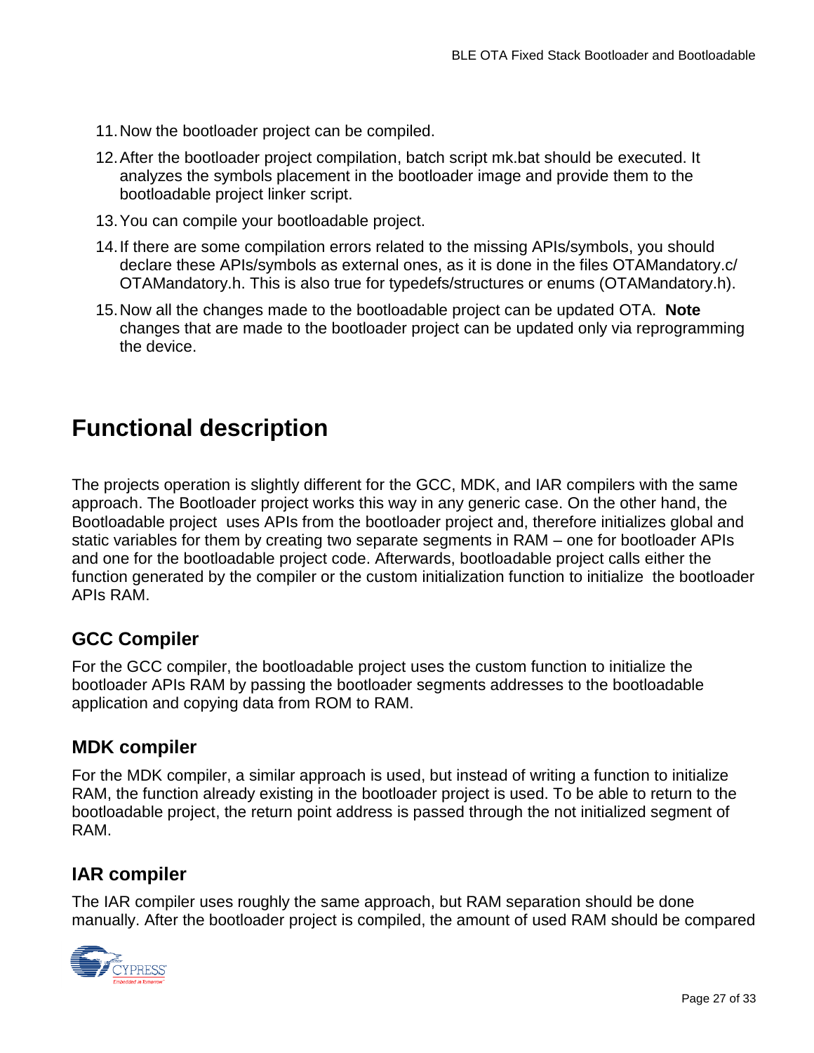11. Now the bootloader project can be compiled.
12. After the bootloader project compilation, batch script mk.bat should be executed. It analyzes the symbols placement in the bootloader image and provide them to the bootloadable project linker script.
13. You can compile your bootloadable project.
14. If there are some compilation errors related to the missing APIs/symbols, you should declare these APIs/symbols as external ones, as it is done in the files OTAMandatory.c/ OTAMandatory.h. This is also true for typedefs/structures or enums (OTAMandatory.h).
15. Now all the changes made to the bootloadable project can be updated OTA. **Note** changes that are made to the bootloader project can be updated only via reprogramming the device.

# Functional description

The projects operation is slightly different for the GCC, MDK, and IAR compilers with the same approach. The Bootloader project works this way in any generic case. On the other hand, the Bootloadable project uses APIs from the bootloader project and, therefore initializes global and static variables for them by creating two separate segments in RAM – one for bootloader APIs and one for the bootloadable project code. Afterwards, bootloadable project calls either the function generated by the compiler or the custom initialization function to initialize the bootloader APIs RAM.

## GCC Compiler

For the GCC compiler, the bootloadable project uses the custom function to initialize the bootloader APIs RAM by passing the bootloader segments addresses to the bootloadable application and copying data from ROM to RAM.

## MDK compiler

For the MDK compiler, a similar approach is used, but instead of writing a function to initialize RAM, the function already existing in the bootloader project is used. To be able to return to the bootloadable project, the return point address is passed through the not initialized segment of RAM.

## IAR compiler

The IAR compiler uses roughly the same approach, but RAM separation should be done manually. After the bootloader project is compiled, the amount of used RAM should be compared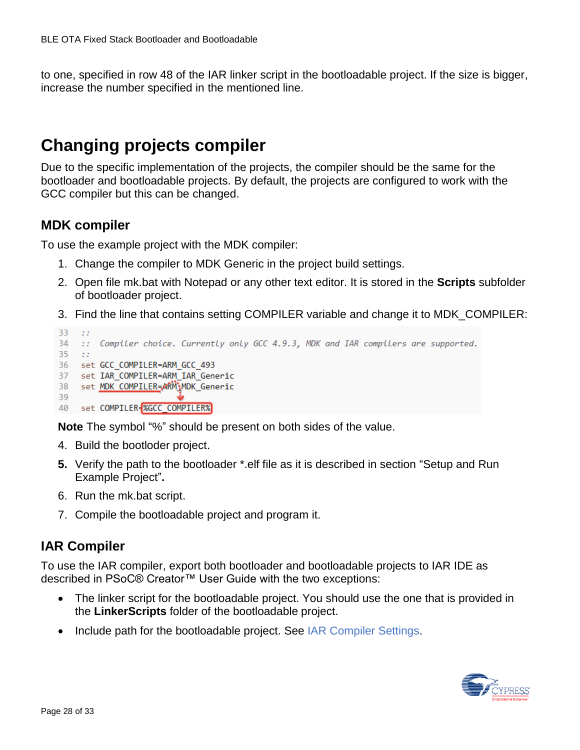to one, specified in row 48 of the IAR linker script in the bootloadable project. If the size is bigger, increase the number specified in the mentioned line.

# Changing projects compiler

Due to the specific implementation of the projects, the compiler should be the same for the bootloader and bootloadable projects. By default, the projects are configured to work with the GCC compiler but this can be changed.

## MDK compiler

To use the example project with the MDK compiler:

1. Change the compiler to MDK Generic in the project build settings.
2. Open file mk.bat with Notepad or any other text editor. It is stored in the **Scripts** subfolder of bootloader project.
3. Find the line that contains setting COMPILER variable and change it to MDK_COMPILER:

```
33  ::
34  :: Compiler choice. Currently only GCC 4.9.3, MDK and IAR compilers are supported.
35  ::
36  set GCC_COMPILER=ARM_GCC_493
37  set IAR_COMPILER=ARM_IAR_Generic
38  set MDK_COMPILER=ARM_MDK_Generic
39
40  set COMPILER=%GCC_COMPILER%
```

**Note** The symbol “%” should be present on both sides of the value.

4. Build the bootloder project.
5. Verify the path to the bootloader *.elf file as it is described in section “Setup and Run Example Project”.
6. Run the mk.bat script.
7. Compile the bootloadable project and program it.

## IAR Compiler

To use the IAR compiler, export both bootloader and bootloadable projects to IAR IDE as described in PSoC® Creator™ User Guide with the two exceptions:

- The linker script for the bootloadable project. You should use the one that is provided in the **LinkerScripts** folder of the bootloadable project.
- Include path for the bootloadable project. See IAR Compiler Settings.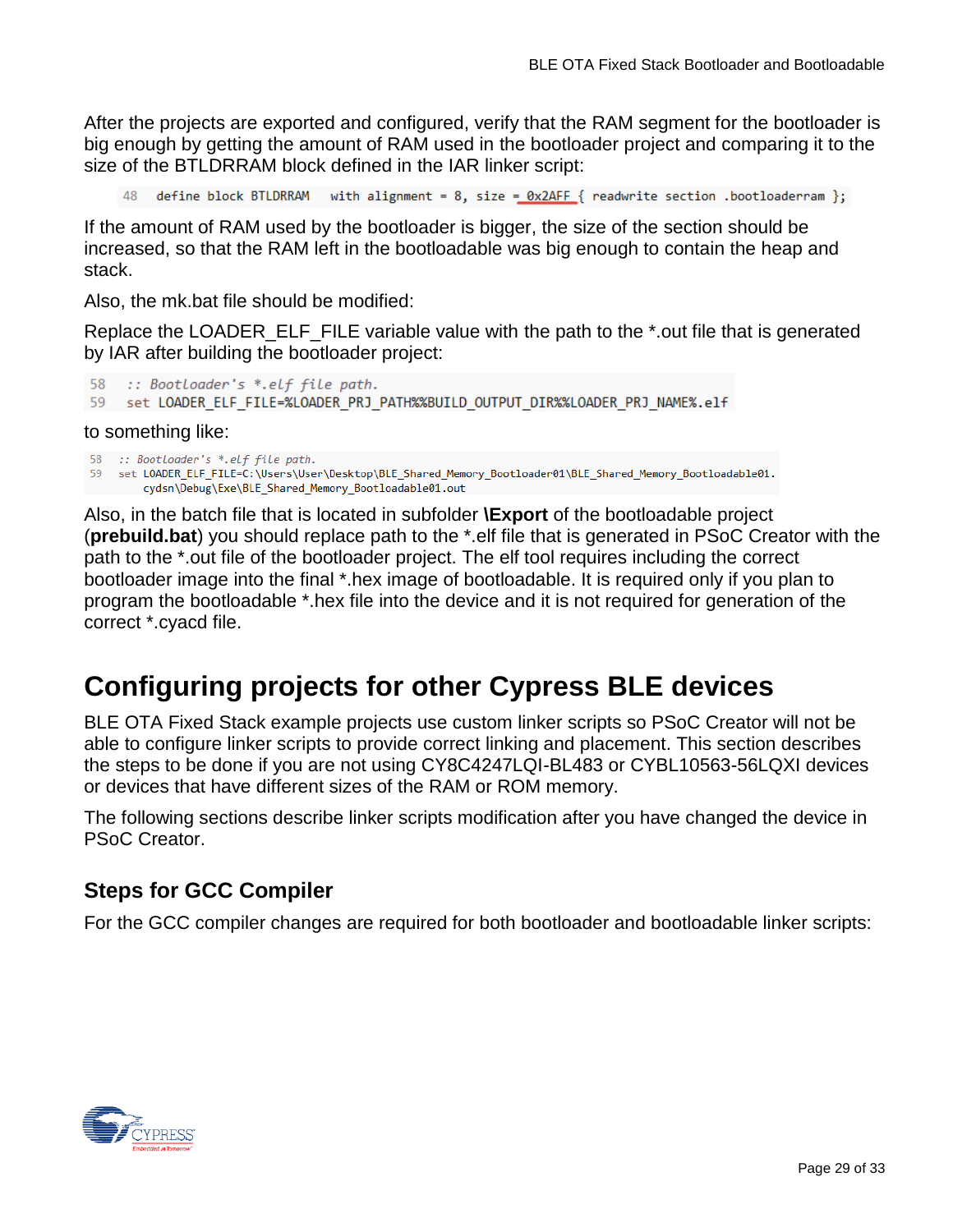After the projects are exported and configured, verify that the RAM segment for the bootloader is big enough by getting the amount of RAM used in the bootloader project and comparing it to the size of the BTLDRRAM block defined in the IAR linker script:

```
48   define block BTLDRRAM   with alignment = 8, size = 0x2AFF { readwrite section .bootloaderram };
```

If the amount of RAM used by the bootloader is bigger, the size of the section should be increased, so that the RAM left in the bootloadable was big enough to contain the heap and stack.

Also, the mk.bat file should be modified:

Replace the LOADER_ELF_FILE variable value with the path to the *.out file that is generated by IAR after building the bootloader project:

```
58   :: Bootloader's *.elf file path.
59   set LOADER_ELF_FILE=%LOADER_PRJ_PATH%%BUILD_OUTPUT_DIR%%LOADER_PRJ_NAME%.elf
```

to something like:

```
58   :: Bootloader's *.elf file path.
59   set LOADER_ELF_FILE=C:\Users\User\Desktop\BLE_Shared_Memory_Bootloader01\BLE_Shared_Memory_Bootloadable01.
         cydsn\Debug\Exe\BLE_Shared_Memory_Bootloadable01.out
```

Also, in the batch file that is located in subfolder **\Export** of the bootloadable project (**prebuild.bat**) you should replace path to the *.elf file that is generated in PSoC Creator with the path to the *.out file of the bootloader project. The elf tool requires including the correct bootloader image into the final *.hex image of bootloadable. It is required only if you plan to program the bootloadable *.hex file into the device and it is not required for generation of the correct *.cyacd file.

# Configuring projects for other Cypress BLE devices

BLE OTA Fixed Stack example projects use custom linker scripts so PSoC Creator will not be able to configure linker scripts to provide correct linking and placement. This section describes the steps to be done if you are not using CY8C4247LQI-BL483 or CYBL10563-56LQXI devices or devices that have different sizes of the RAM or ROM memory.

The following sections describe linker scripts modification after you have changed the device in PSoC Creator.

## Steps for GCC Compiler

For the GCC compiler changes are required for both bootloader and bootloadable linker scripts: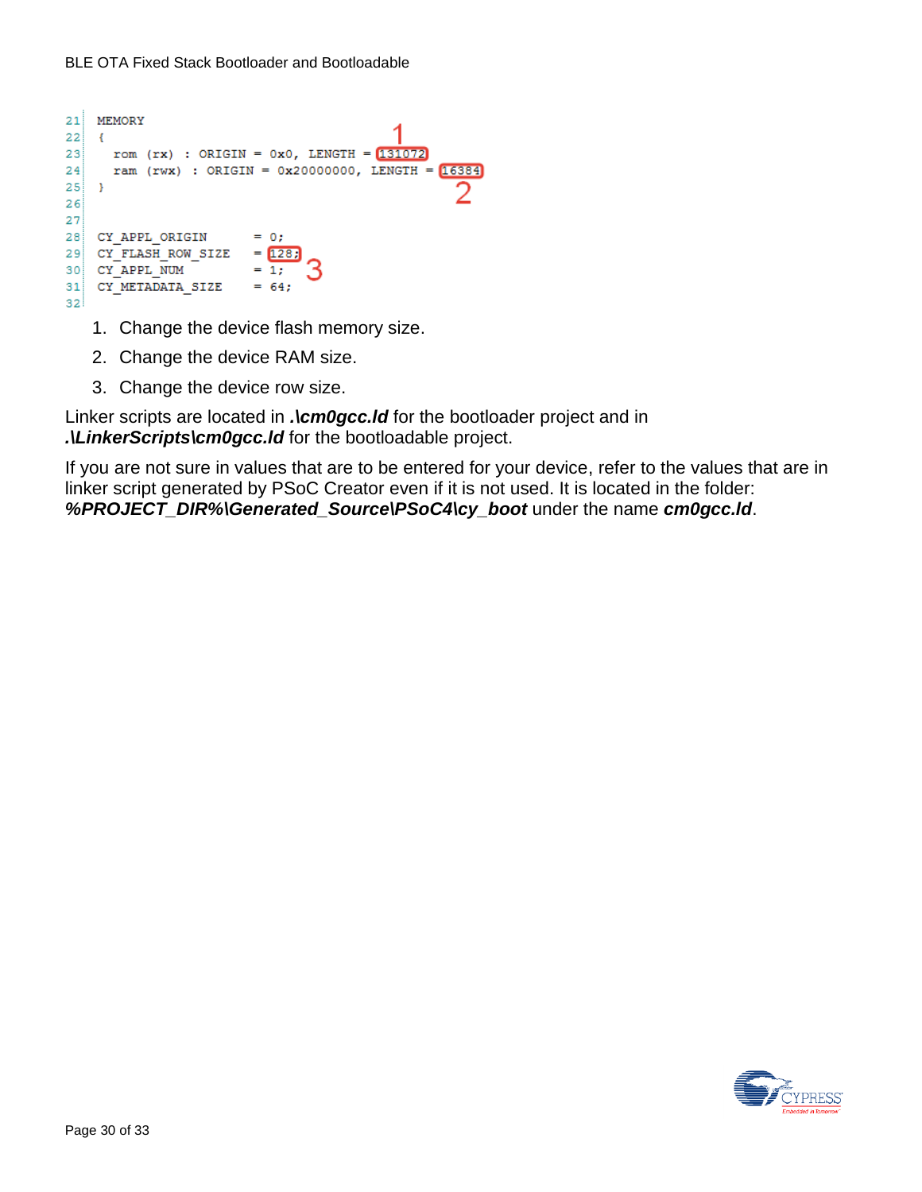```
21  MEMORY
22  {
23    rom (rx)  : ORIGIN = 0x0, LENGTH = 131072
24    ram (rwx) : ORIGIN = 0x20000000, LENGTH = 16384
25  }
26
27
28  CY_APPL_ORIGIN      = 0;
29  CY_FLASH_ROW_SIZE   = 128;
30  CY_APPL_NUM         = 1;
31  CY_METADATA_SIZE    = 64;
32
```

1. Change the device flash memory size.
2. Change the device RAM size.
3. Change the device row size.

Linker scripts are located in ***.\cm0gcc.ld*** for the bootloader project and in ***.\LinkerScripts\cm0gcc.ld*** for the bootloadable project.

If you are not sure in values that are to be entered for your device, refer to the values that are in linker script generated by PSoC Creator even if it is not used. It is located in the folder: ***%PROJECT_DIR%\Generated_Source\PSoC4\cy_boot*** under the name ***cm0gcc.ld***.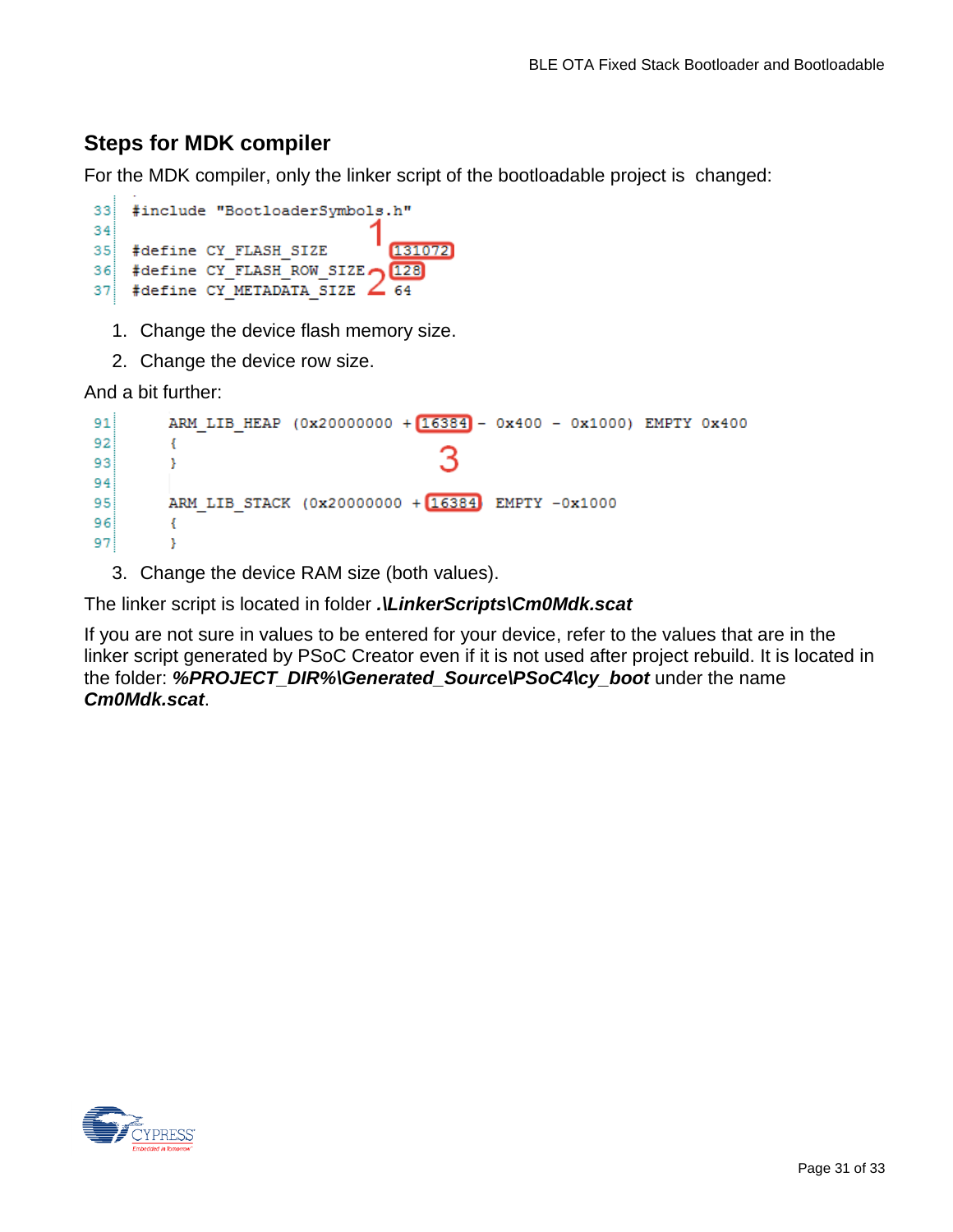## Steps for MDK compiler

For the MDK compiler, only the linker script of the bootloadable project is changed:

```
33  #include "BootloaderSymbols.h"
34
35  #define CY_FLASH_SIZE        131072
36  #define CY_FLASH_ROW_SIZE    128
37  #define CY_METADATA_SIZE     64
```

1. Change the device flash memory size.
2. Change the device row size.

And a bit further:

```
91      ARM_LIB_HEAP (0x20000000 + 16384 - 0x400 - 0x1000) EMPTY 0x400
92      {
93      }
94
95      ARM_LIB_STACK (0x20000000 + 16384 EMPTY -0x1000
96      {
97      }
```

3. Change the device RAM size (both values).

The linker script is located in folder ***.\LinkerScripts\Cm0Mdk.scat***

If you are not sure in values to be entered for your device, refer to the values that are in the linker script generated by PSoC Creator even if it is not used after project rebuild. It is located in the folder: ***%PROJECT_DIR%\Generated_Source\PSoC4\cy_boot*** under the name ***Cm0Mdk.scat***.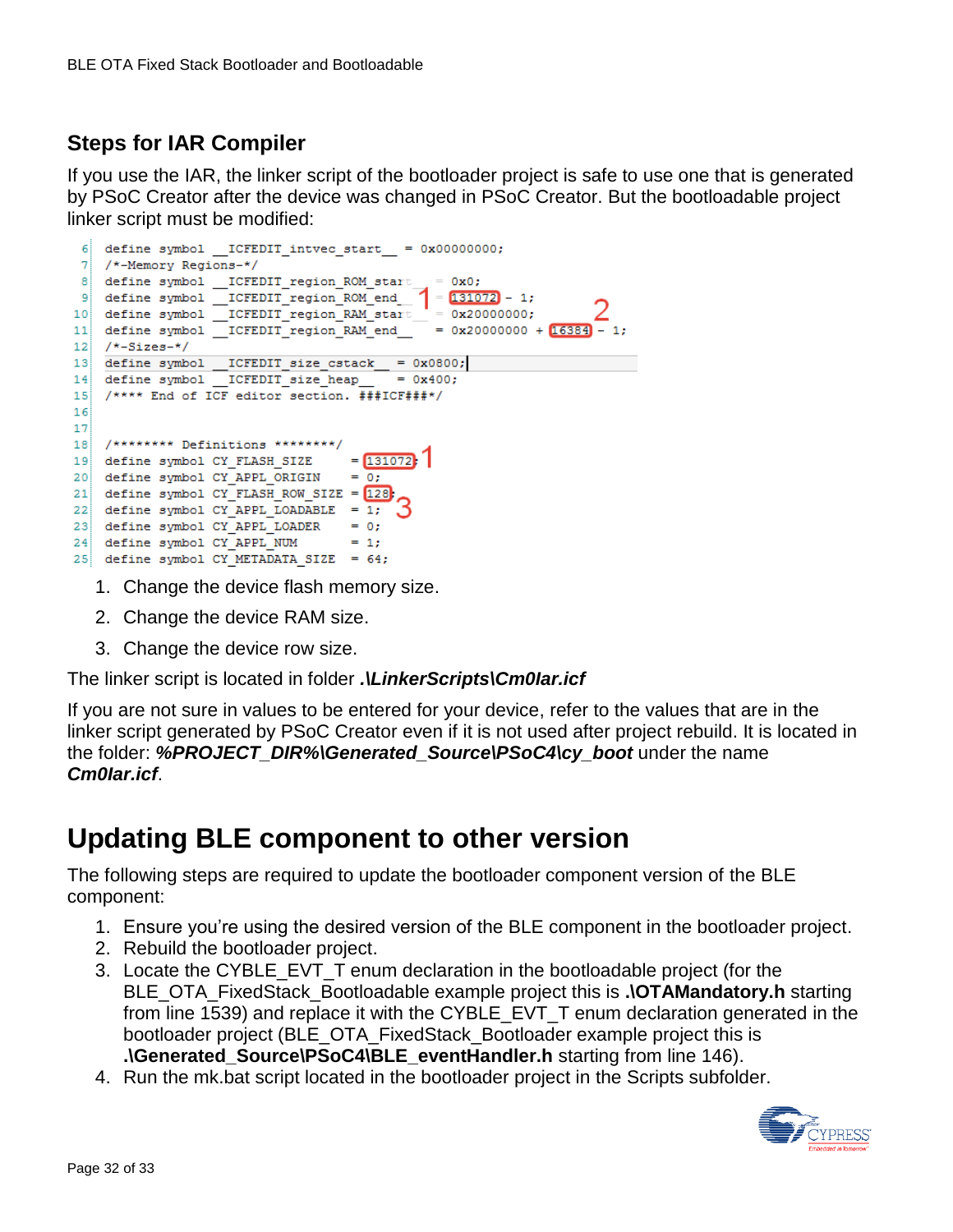### Steps for IAR Compiler

If you use the IAR, the linker script of the bootloader project is safe to use one that is generated by PSoC Creator after the device was changed in PSoC Creator. But the bootloadable project linker script must be modified:

```
6   define symbol __ICFEDIT_intvec_start__ = 0x00000000;
7   /*-Memory Regions-*/
8   define symbol __ICFEDIT_region_ROM_start__ = 0x0;
9   define symbol __ICFEDIT_region_ROM_end__   = 131072 - 1;
10  define symbol __ICFEDIT_region_RAM_start__ = 0x20000000;
11  define symbol __ICFEDIT_region_RAM_end__   = 0x20000000 + 16384 - 1;
12  /*-Sizes-*/
13  define symbol __ICFEDIT_size_cstack__ = 0x0800;
14  define symbol __ICFEDIT_size_heap__   = 0x400;
15  /**** End of ICF editor section. ###ICF###*/
16
17
18  /******** Definitions ********/
19  define symbol CY_FLASH_SIZE     = 131072;
20  define symbol CY_APPL_ORIGIN    = 0;
21  define symbol CY_FLASH_ROW_SIZE = 128;
22  define symbol CY_APPL_LOADABLE  = 1;
23  define symbol CY_APPL_LOADER    = 0;
24  define symbol CY_APPL_NUM       = 1;
25  define symbol CY_METADATA_SIZE  = 64;
```

1. Change the device flash memory size.
2. Change the device RAM size.
3. Change the device row size.

The linker script is located in folder ***.\LinkerScripts\Cm0Iar.icf***

If you are not sure in values to be entered for your device, refer to the values that are in the linker script generated by PSoC Creator even if it is not used after project rebuild. It is located in the folder: ***%PROJECT_DIR%\Generated_Source\PSoC4\cy_boot*** under the name ***Cm0Iar.icf***.

# Updating BLE component to other version

The following steps are required to update the bootloader component version of the BLE component:

1. Ensure you're using the desired version of the BLE component in the bootloader project.
2. Rebuild the bootloader project.
3. Locate the CYBLE_EVT_T enum declaration in the bootloadable project (for the BLE_OTA_FixedStack_Bootloadable example project this is **.\OTAMandatory.h** starting from line 1539) and replace it with the CYBLE_EVT_T enum declaration generated in the bootloader project (BLE_OTA_FixedStack_Bootloader example project this is **.\Generated_Source\PSoC4\BLE_eventHandler.h** starting from line 146).
4. Run the mk.bat script located in the bootloader project in the Scripts subfolder.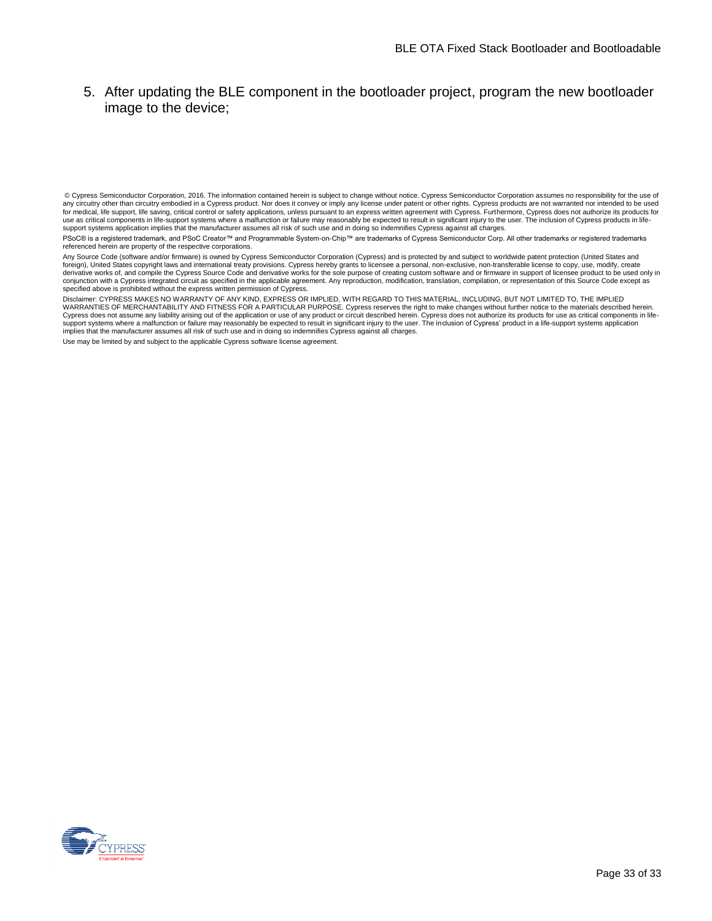5. After updating the BLE component in the bootloader project, program the new bootloader image to the device;

© Cypress Semiconductor Corporation, 2016. The information contained herein is subject to change without notice. Cypress Semiconductor Corporation assumes no responsibility for the use of any circuitry other than circuitry embodied in a Cypress product. Nor does it convey or imply any license under patent or other rights. Cypress products are not warranted nor intended to be used for medical, life support, life saving, critical control or safety applications, unless pursuant to an express written agreement with Cypress. Furthermore, Cypress does not authorize its products for use as critical components in life-support systems where a malfunction or failure may reasonably be expected to result in significant injury to the user. The inclusion of Cypress products in life-support systems application implies that the manufacturer assumes all risk of such use and in doing so indemnifies Cypress against all charges.

PSoC® is a registered trademark, and PSoC Creator™ and Programmable System-on-Chip™ are trademarks of Cypress Semiconductor Corp. All other trademarks or registered trademarks referenced herein are property of the respective corporations.

Any Source Code (software and/or firmware) is owned by Cypress Semiconductor Corporation (Cypress) and is protected by and subject to worldwide patent protection (United States and foreign), United States copyright laws and international treaty provisions. Cypress hereby grants to licensee a personal, non-exclusive, non-transferable license to copy, use, modify, create derivative works of, and compile the Cypress Source Code and derivative works for the sole purpose of creating custom software and or firmware in support of licensee product to be used only in conjunction with a Cypress integrated circuit as specified in the applicable agreement. Any reproduction, modification, translation, compilation, or representation of this Source Code except as specified above is prohibited without the express written permission of Cypress.

Disclaimer: CYPRESS MAKES NO WARRANTY OF ANY KIND, EXPRESS OR IMPLIED, WITH REGARD TO THIS MATERIAL, INCLUDING, BUT NOT LIMITED TO, THE IMPLIED WARRANTIES OF MERCHANTABILITY AND FITNESS FOR A PARTICULAR PURPOSE. Cypress reserves the right to make changes without further notice to the materials described herein. Cypress does not assume any liability arising out of the application or use of any product or circuit described herein. Cypress does not authorize its products for use as critical components in life-support systems where a malfunction or failure may reasonably be expected to result in significant injury to the user. The inclusion of Cypress' product in a life-support systems application implies that the manufacturer assumes all risk of such use and in doing so indemnifies Cypress against all charges.

Use may be limited by and subject to the applicable Cypress software license agreement.